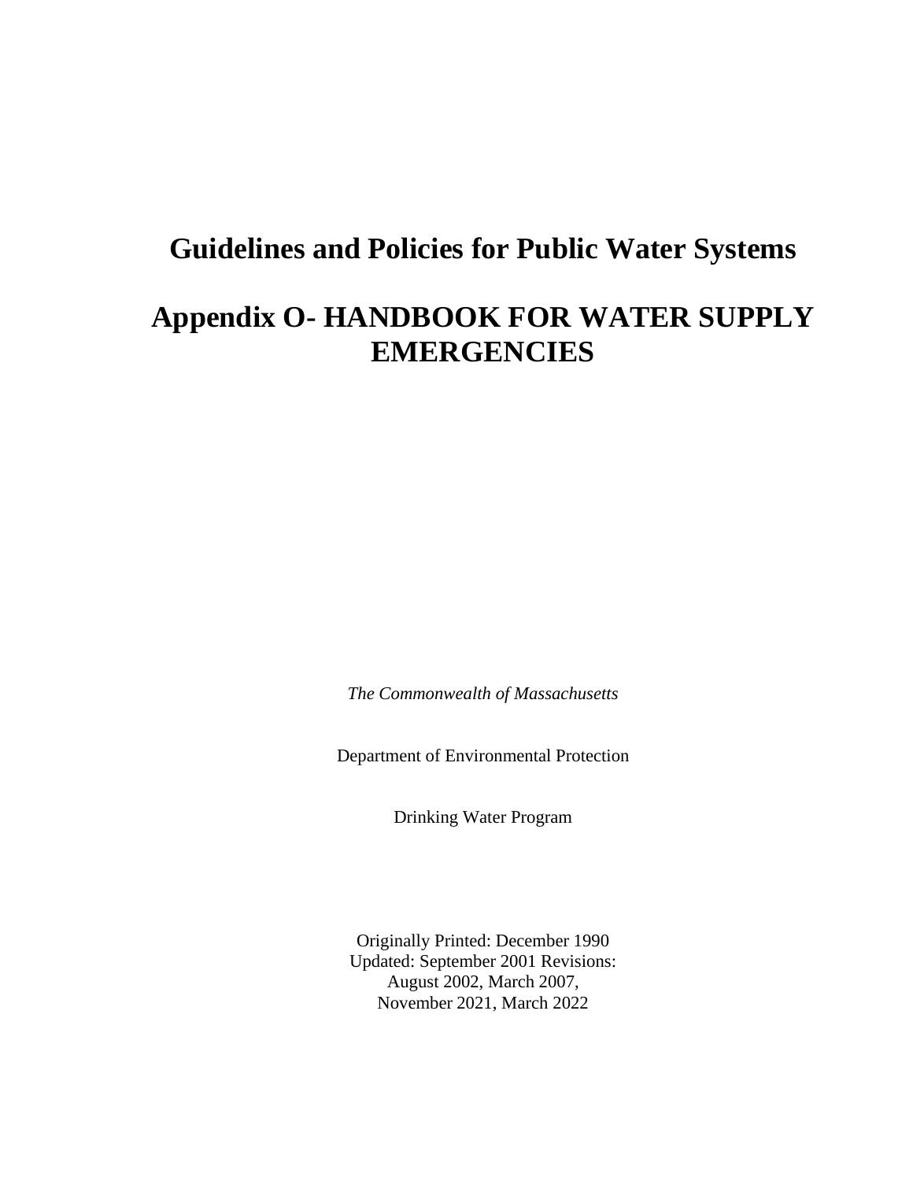# Guidelines and Policies for Public Water Systems

# Appendix O- HANDBOOK FOR WATER SUPPLY EMERGENCIES

*The Commonwealth of Massachusetts*

Department of Environmental Protection

Drinking Water Program

Originally Printed: December 1990
Updated: September 2001 Revisions:
August 2002, March 2007,
November 2021, March 2022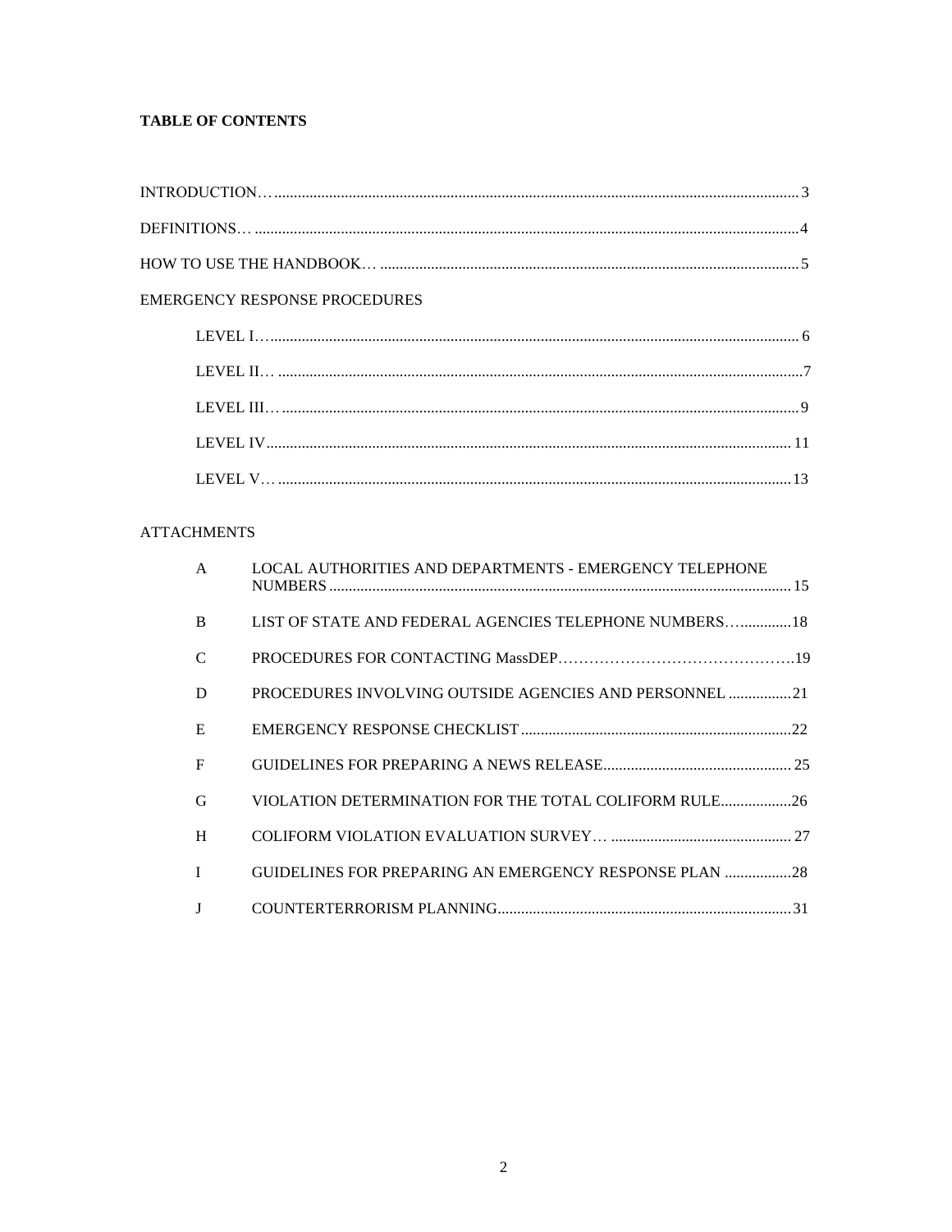**TABLE OF CONTENTS**

INTRODUCTION… ........ 3

DEFINITIONS… ........ 4

HOW TO USE THE HANDBOOK… ........ 5

EMERGENCY RESPONSE PROCEDURES

- LEVEL I… ........ 6
- LEVEL II… ........ 7
- LEVEL III… ........ 9
- LEVEL IV ........ 11
- LEVEL V… ........ 13

ATTACHMENTS

| | | |
|---|---|---|
| A | LOCAL AUTHORITIES AND DEPARTMENTS - EMERGENCY TELEPHONE NUMBERS | 15 |
| B | LIST OF STATE AND FEDERAL AGENCIES TELEPHONE NUMBERS | 18 |
| C | PROCEDURES FOR CONTACTING MassDEP | 19 |
| D | PROCEDURES INVOLVING OUTSIDE AGENCIES AND PERSONNEL | 21 |
| E | EMERGENCY RESPONSE CHECKLIST | 22 |
| F | GUIDELINES FOR PREPARING A NEWS RELEASE | 25 |
| G | VIOLATION DETERMINATION FOR THE TOTAL COLIFORM RULE | 26 |
| H | COLIFORM VIOLATION EVALUATION SURVEY… | 27 |
| I | GUIDELINES FOR PREPARING AN EMERGENCY RESPONSE PLAN | 28 |
| J | COUNTERTERRORISM PLANNING | 31 |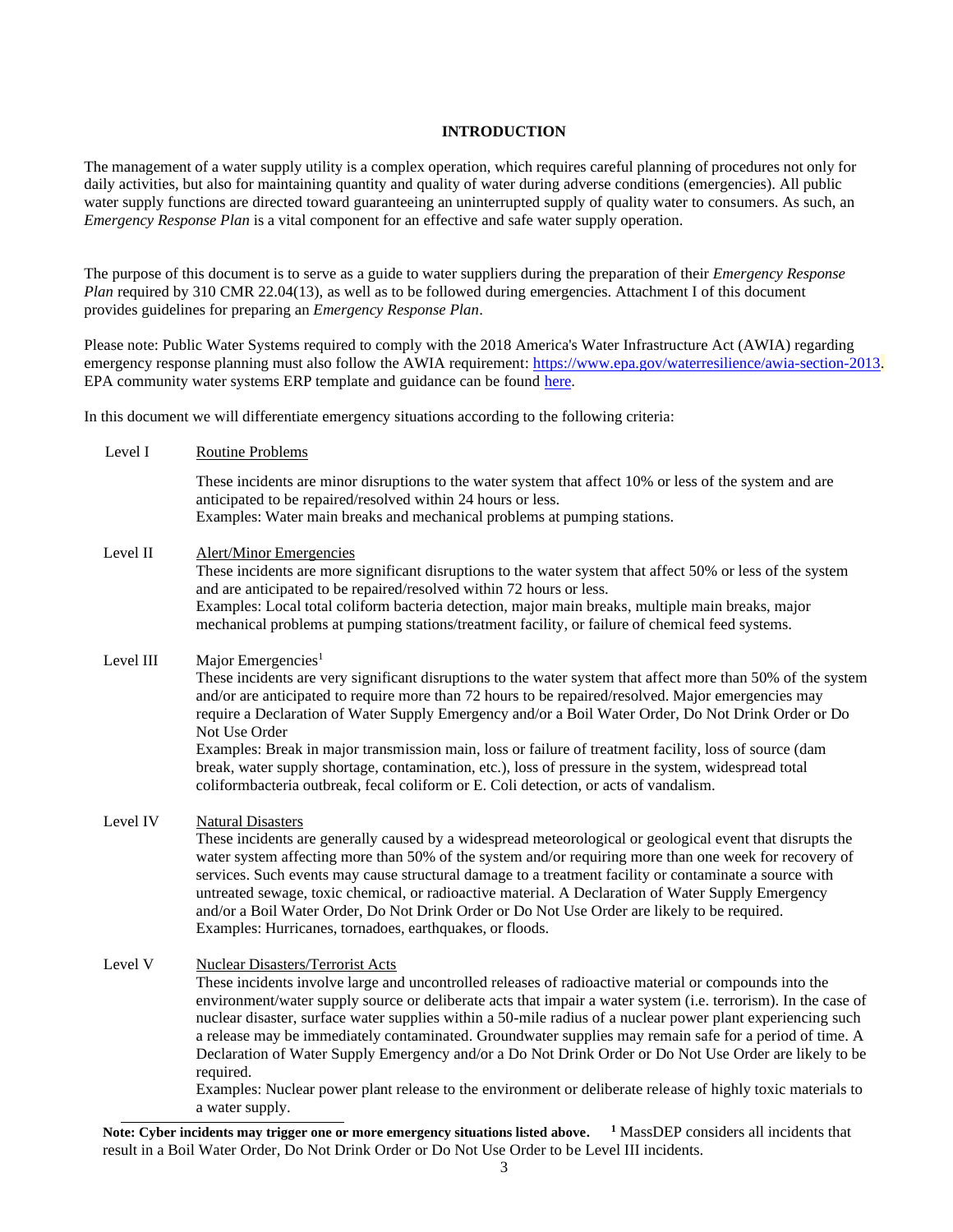## INTRODUCTION

The management of a water supply utility is a complex operation, which requires careful planning of procedures not only for daily activities, but also for maintaining quantity and quality of water during adverse conditions (emergencies). All public water supply functions are directed toward guaranteeing an uninterrupted supply of quality water to consumers. As such, an *Emergency Response Plan* is a vital component for an effective and safe water supply operation.

The purpose of this document is to serve as a guide to water suppliers during the preparation of their *Emergency Response Plan* required by 310 CMR 22.04(13), as well as to be followed during emergencies. Attachment I of this document provides guidelines for preparing an *Emergency Response Plan*.

Please note: Public Water Systems required to comply with the 2018 America's Water Infrastructure Act (AWIA) regarding emergency response planning must also follow the AWIA requirement: https://www.epa.gov/waterresilience/awia-section-2013. EPA community water systems ERP template and guidance can be found here.

In this document we will differentiate emergency situations according to the following criteria:

**Level I** — Routine Problems

These incidents are minor disruptions to the water system that affect 10% or less of the system and are anticipated to be repaired/resolved within 24 hours or less.
Examples: Water main breaks and mechanical problems at pumping stations.

**Level II** — Alert/Minor Emergencies

These incidents are more significant disruptions to the water system that affect 50% or less of the system and are anticipated to be repaired/resolved within 72 hours or less.
Examples: Local total coliform bacteria detection, major main breaks, multiple main breaks, major mechanical problems at pumping stations/treatment facility, or failure of chemical feed systems.

**Level III** — Major Emergencies[1]

These incidents are very significant disruptions to the water system that affect more than 50% of the system and/or are anticipated to require more than 72 hours to be repaired/resolved. Major emergencies may require a Declaration of Water Supply Emergency and/or a Boil Water Order, Do Not Drink Order or Do Not Use Order
Examples: Break in major transmission main, loss or failure of treatment facility, loss of source (dam break, water supply shortage, contamination, etc.), loss of pressure in the system, widespread total coliformbacteria outbreak, fecal coliform or E. Coli detection, or acts of vandalism.

**Level IV** — Natural Disasters

These incidents are generally caused by a widespread meteorological or geological event that disrupts the water system affecting more than 50% of the system and/or requiring more than one week for recovery of services. Such events may cause structural damage to a treatment facility or contaminate a source with untreated sewage, toxic chemical, or radioactive material. A Declaration of Water Supply Emergency and/or a Boil Water Order, Do Not Drink Order or Do Not Use Order are likely to be required.
Examples: Hurricanes, tornadoes, earthquakes, or floods.

**Level V** — Nuclear Disasters/Terrorist Acts

These incidents involve large and uncontrolled releases of radioactive material or compounds into the environment/water supply source or deliberate acts that impair a water system (i.e. terrorism). In the case of nuclear disaster, surface water supplies within a 50-mile radius of a nuclear power plant experiencing such a release may be immediately contaminated. Groundwater supplies may remain safe for a period of time. A Declaration of Water Supply Emergency and/or a Do Not Drink Order or Do Not Use Order are likely to be required.
Examples: Nuclear power plant release to the environment or deliberate release of highly toxic materials to a water supply.

**Note: Cyber incidents may trigger one or more emergency situations listed above.**

[1] MassDEP considers all incidents that result in a Boil Water Order, Do Not Drink Order or Do Not Use Order to be Level III incidents.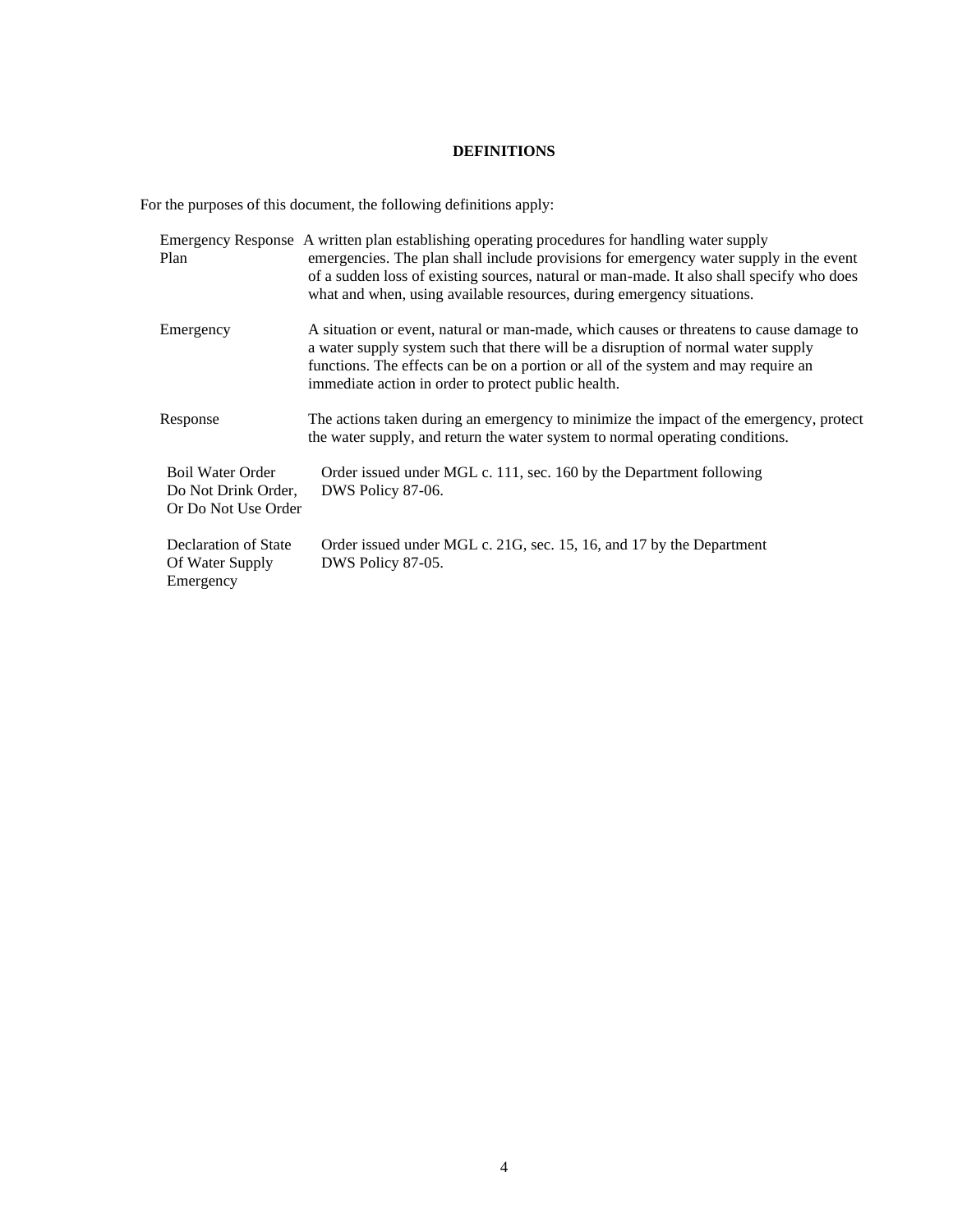**DEFINITIONS**

For the purposes of this document, the following definitions apply:

| | |
|---|---|
| Emergency Response Plan | A written plan establishing operating procedures for handling water supply emergencies. The plan shall include provisions for emergency water supply in the event of a sudden loss of existing sources, natural or man-made. It also shall specify who does what and when, using available resources, during emergency situations. |
| Emergency | A situation or event, natural or man-made, which causes or threatens to cause damage to a water supply system such that there will be a disruption of normal water supply functions. The effects can be on a portion or all of the system and may require an immediate action in order to protect public health. |
| Response | The actions taken during an emergency to minimize the impact of the emergency, protect the water supply, and return the water system to normal operating conditions. |
| Boil Water Order Do Not Drink Order, Or Do Not Use Order | Order issued under MGL c. 111, sec. 160 by the Department following DWS Policy 87-06. |
| Declaration of State Of Water Supply Emergency | Order issued under MGL c. 21G, sec. 15, 16, and 17 by the Department DWS Policy 87-05. |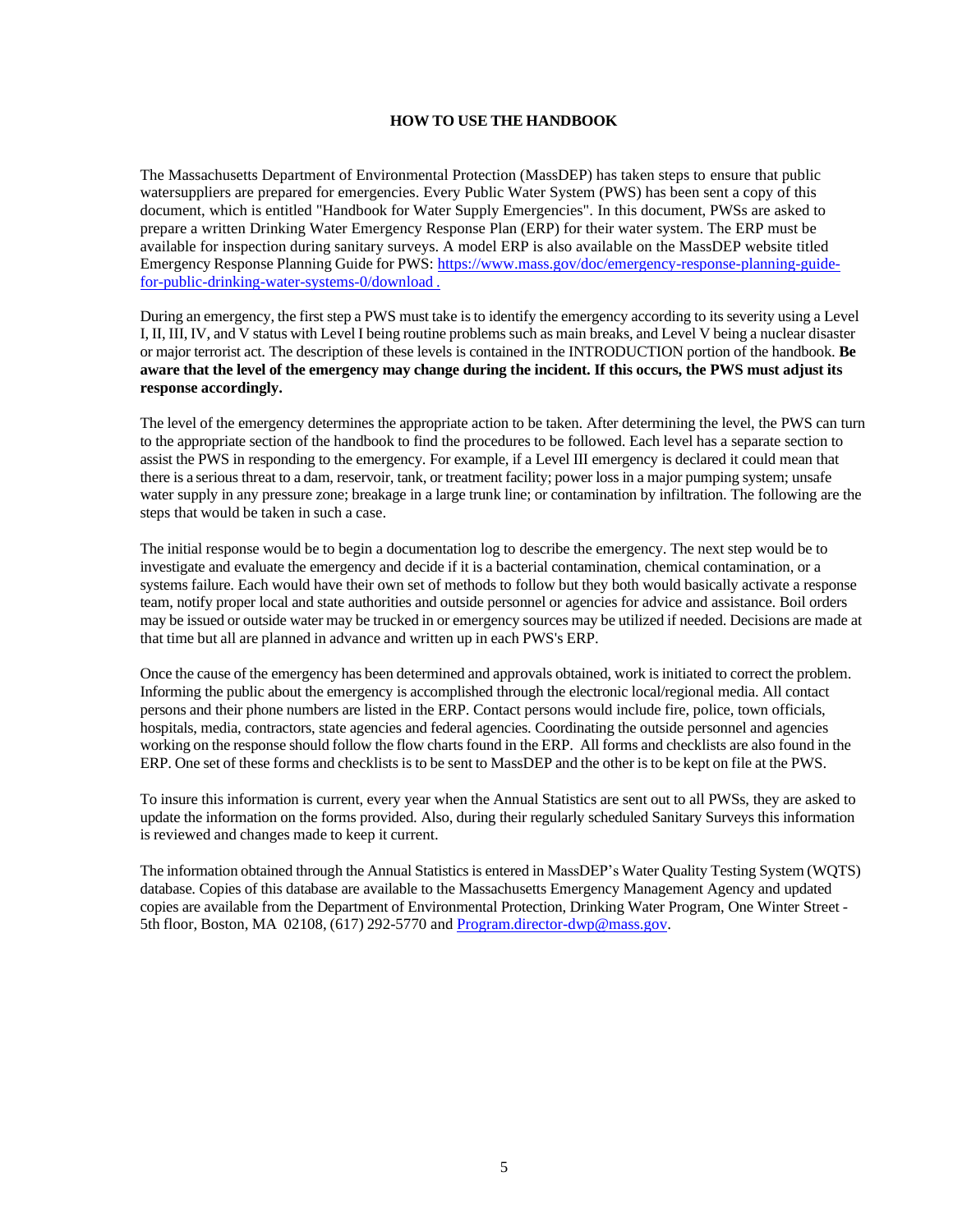## HOW TO USE THE HANDBOOK

The Massachusetts Department of Environmental Protection (MassDEP) has taken steps to ensure that public watersuppliers are prepared for emergencies. Every Public Water System (PWS) has been sent a copy of this document, which is entitled "Handbook for Water Supply Emergencies". In this document, PWSs are asked to prepare a written Drinking Water Emergency Response Plan (ERP) for their water system. The ERP must be available for inspection during sanitary surveys. A model ERP is also available on the MassDEP website titled Emergency Response Planning Guide for PWS: [https://www.mass.gov/doc/emergency-response-planning-guide-for-public-drinking-water-systems-0/download](https://www.mass.gov/doc/emergency-response-planning-guide-for-public-drinking-water-systems-0/download) .

During an emergency, the first step a PWS must take is to identify the emergency according to its severity using a Level I, II, III, IV, and V status with Level I being routine problems such as main breaks, and Level V being a nuclear disaster or major terrorist act. The description of these levels is contained in the INTRODUCTION portion of the handbook. **Be aware that the level of the emergency may change during the incident. If this occurs, the PWS must adjust its response accordingly.**

The level of the emergency determines the appropriate action to be taken. After determining the level, the PWS can turn to the appropriate section of the handbook to find the procedures to be followed. Each level has a separate section to assist the PWS in responding to the emergency. For example, if a Level III emergency is declared it could mean that there is a serious threat to a dam, reservoir, tank, or treatment facility; power loss in a major pumping system; unsafe water supply in any pressure zone; breakage in a large trunk line; or contamination by infiltration. The following are the steps that would be taken in such a case.

The initial response would be to begin a documentation log to describe the emergency. The next step would be to investigate and evaluate the emergency and decide if it is a bacterial contamination, chemical contamination, or a systems failure. Each would have their own set of methods to follow but they both would basically activate a response team, notify proper local and state authorities and outside personnel or agencies for advice and assistance. Boil orders may be issued or outside water may be trucked in or emergency sources may be utilized if needed. Decisions are made at that time but all are planned in advance and written up in each PWS's ERP.

Once the cause of the emergency has been determined and approvals obtained, work is initiated to correct the problem. Informing the public about the emergency is accomplished through the electronic local/regional media. All contact persons and their phone numbers are listed in the ERP. Contact persons would include fire, police, town officials, hospitals, media, contractors, state agencies and federal agencies. Coordinating the outside personnel and agencies working on the response should follow the flow charts found in the ERP. All forms and checklists are also found in the ERP. One set of these forms and checklists is to be sent to MassDEP and the other is to be kept on file at the PWS.

To insure this information is current, every year when the Annual Statistics are sent out to all PWSs, they are asked to update the information on the forms provided. Also, during their regularly scheduled Sanitary Surveys this information is reviewed and changes made to keep it current.

The information obtained through the Annual Statistics is entered in MassDEP's Water Quality Testing System (WQTS) database. Copies of this database are available to the Massachusetts Emergency Management Agency and updated copies are available from the Department of Environmental Protection, Drinking Water Program, One Winter Street - 5th floor, Boston, MA 02108, (617) 292-5770 and [Program.director-dwp@mass.gov](mailto:Program.director-dwp@mass.gov).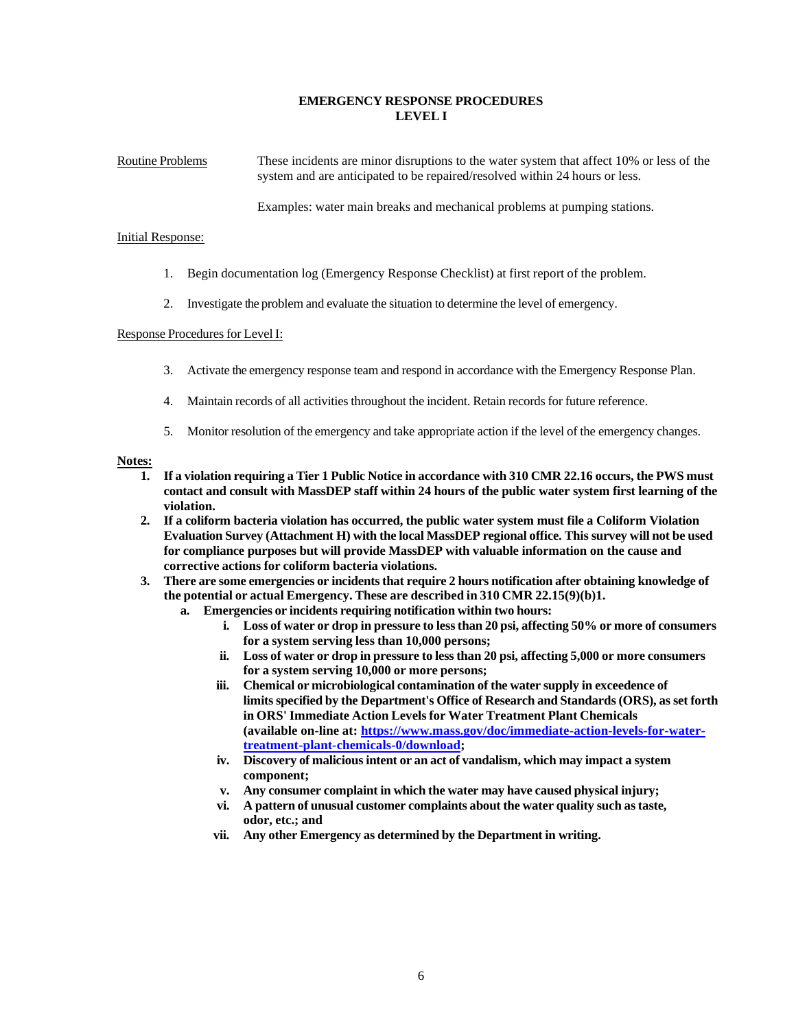## EMERGENCY RESPONSE PROCEDURES
## LEVEL I

Routine Problems

These incidents are minor disruptions to the water system that affect 10% or less of the system and are anticipated to be repaired/resolved within 24 hours or less.

Examples: water main breaks and mechanical problems at pumping stations.

Initial Response:

1. Begin documentation log (Emergency Response Checklist) at first report of the problem.
2. Investigate the problem and evaluate the situation to determine the level of emergency.

Response Procedures for Level I:

3. Activate the emergency response team and respond in accordance with the Emergency Response Plan.
4. Maintain records of all activities throughout the incident. Retain records for future reference.
5. Monitor resolution of the emergency and take appropriate action if the level of the emergency changes.

**Notes:**

1. **If a violation requiring a Tier 1 Public Notice in accordance with 310 CMR 22.16 occurs, the PWS must contact and consult with MassDEP staff within 24 hours of the public water system first learning of the violation.**
2. **If a coliform bacteria violation has occurred, the public water system must file a Coliform Violation Evaluation Survey (Attachment H) with the local MassDEP regional office. This survey will not be used for compliance purposes but will provide MassDEP with valuable information on the cause and corrective actions for coliform bacteria violations.**
3. **There are some emergencies or incidents that require 2 hours notification after obtaining knowledge of the potential or actual Emergency. These are described in 310 CMR 22.15(9)(b)1.**
   a. **Emergencies or incidents requiring notification within two hours:**
      i. **Loss of water or drop in pressure to less than 20 psi, affecting 50% or more of consumers for a system serving less than 10,000 persons;**
      ii. **Loss of water or drop in pressure to less than 20 psi, affecting 5,000 or more consumers for a system serving 10,000 or more persons;**
      iii. **Chemical or microbiological contamination of the water supply in exceedence of limits specified by the Department's Office of Research and Standards (ORS), as set forth in ORS' Immediate Action Levels for Water Treatment Plant Chemicals (available on-line at: https://www.mass.gov/doc/immediate-action-levels-for-water-treatment-plant-chemicals-0/download;**
      iv. **Discovery of malicious intent or an act of vandalism, which may impact a system component;**
      v. **Any consumer complaint in which the water may have caused physical injury;**
      vi. **A pattern of unusual customer complaints about the water quality such as taste, odor, etc.; and**
      vii. **Any other Emergency as determined by the Department in writing.**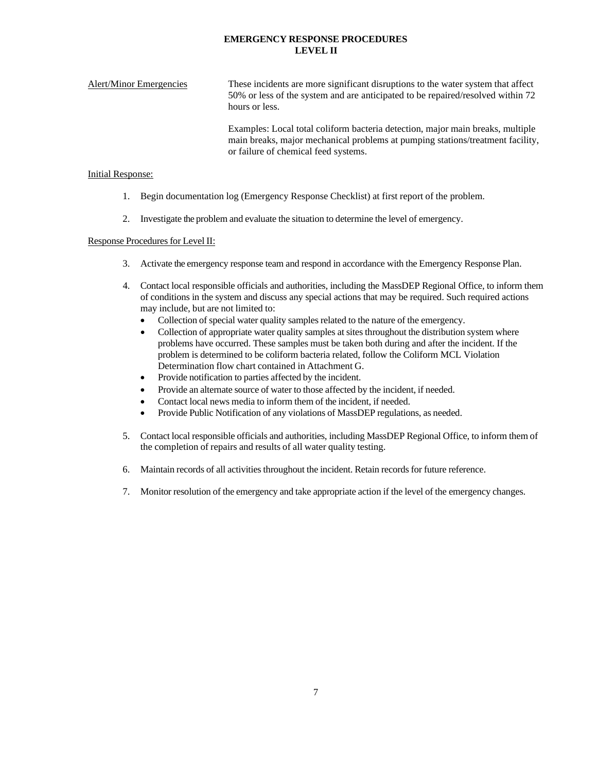# EMERGENCY RESPONSE PROCEDURES
# LEVEL II

Alert/Minor Emergencies

These incidents are more significant disruptions to the water system that affect 50% or less of the system and are anticipated to be repaired/resolved within 72 hours or less.

Examples: Local total coliform bacteria detection, major main breaks, multiple main breaks, major mechanical problems at pumping stations/treatment facility, or failure of chemical feed systems.

Initial Response:

1. Begin documentation log (Emergency Response Checklist) at first report of the problem.

2. Investigate the problem and evaluate the situation to determine the level of emergency.

Response Procedures for Level II:

3. Activate the emergency response team and respond in accordance with the Emergency Response Plan.

4. Contact local responsible officials and authorities, including the MassDEP Regional Office, to inform them of conditions in the system and discuss any special actions that may be required. Such required actions may include, but are not limited to:
   - Collection of special water quality samples related to the nature of the emergency.
   - Collection of appropriate water quality samples at sites throughout the distribution system where problems have occurred. These samples must be taken both during and after the incident. If the problem is determined to be coliform bacteria related, follow the Coliform MCL Violation Determination flow chart contained in Attachment G.
   - Provide notification to parties affected by the incident.
   - Provide an alternate source of water to those affected by the incident, if needed.
   - Contact local news media to inform them of the incident, if needed.
   - Provide Public Notification of any violations of MassDEP regulations, as needed.

5. Contact local responsible officials and authorities, including MassDEP Regional Office, to inform them of the completion of repairs and results of all water quality testing.

6. Maintain records of all activities throughout the incident. Retain records for future reference.

7. Monitor resolution of the emergency and take appropriate action if the level of the emergency changes.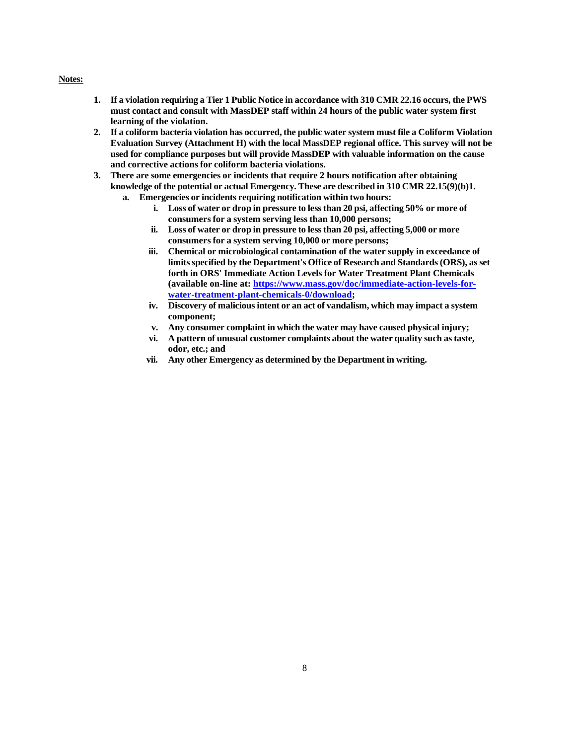**Notes:**

1. **If a violation requiring a Tier 1 Public Notice in accordance with 310 CMR 22.16 occurs, the PWS must contact and consult with MassDEP staff within 24 hours of the public water system first learning of the violation.**
2. **If a coliform bacteria violation has occurred, the public water system must file a Coliform Violation Evaluation Survey (Attachment H) with the local MassDEP regional office. This survey will not be used for compliance purposes but will provide MassDEP with valuable information on the cause and corrective actions for coliform bacteria violations.**
3. **There are some emergencies or incidents that require 2 hours notification after obtaining knowledge of the potential or actual Emergency. These are described in 310 CMR 22.15(9)(b)1.**
   a. **Emergencies or incidents requiring notification within two hours:**
      i. **Loss of water or drop in pressure to less than 20 psi, affecting 50% or more of consumers for a system serving less than 10,000 persons;**
      ii. **Loss of water or drop in pressure to less than 20 psi, affecting 5,000 or more consumers for a system serving 10,000 or more persons;**
      iii. **Chemical or microbiological contamination of the water supply in exceedance of limits specified by the Department's Office of Research and Standards (ORS), as set forth in ORS' Immediate Action Levels for Water Treatment Plant Chemicals (available on-line at: [https://www.mass.gov/doc/immediate-action-levels-for-water-treatment-plant-chemicals-0/download](https://www.mass.gov/doc/immediate-action-levels-for-water-treatment-plant-chemicals-0/download);**
      iv. **Discovery of malicious intent or an act of vandalism, which may impact a system component;**
      v. **Any consumer complaint in which the water may have caused physical injury;**
      vi. **A pattern of unusual customer complaints about the water quality such as taste, odor, etc.; and**
      vii. **Any other Emergency as determined by the Department in writing.**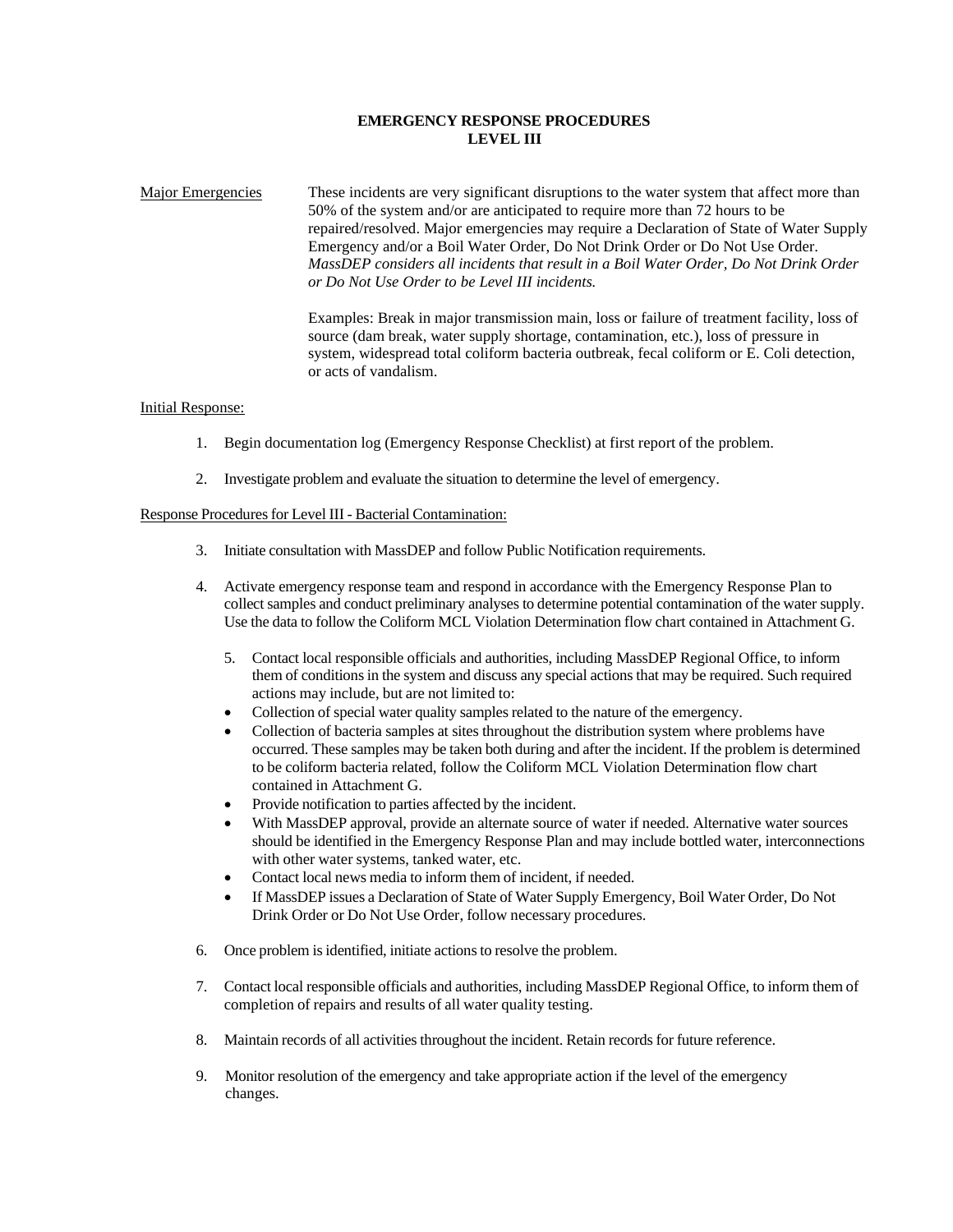# EMERGENCY RESPONSE PROCEDURES
# LEVEL III

Major Emergencies

These incidents are very significant disruptions to the water system that affect more than 50% of the system and/or are anticipated to require more than 72 hours to be repaired/resolved. Major emergencies may require a Declaration of State of Water Supply Emergency and/or a Boil Water Order, Do Not Drink Order or Do Not Use Order. *MassDEP considers all incidents that result in a Boil Water Order, Do Not Drink Order or Do Not Use Order to be Level III incidents.*

Examples: Break in major transmission main, loss or failure of treatment facility, loss of source (dam break, water supply shortage, contamination, etc.), loss of pressure in system, widespread total coliform bacteria outbreak, fecal coliform or E. Coli detection, or acts of vandalism.

Initial Response:

1. Begin documentation log (Emergency Response Checklist) at first report of the problem.
2. Investigate problem and evaluate the situation to determine the level of emergency.

Response Procedures for Level III - Bacterial Contamination:

3. Initiate consultation with MassDEP and follow Public Notification requirements.
4. Activate emergency response team and respond in accordance with the Emergency Response Plan to collect samples and conduct preliminary analyses to determine potential contamination of the water supply. Use the data to follow the Coliform MCL Violation Determination flow chart contained in Attachment G.
5. Contact local responsible officials and authorities, including MassDEP Regional Office, to inform them of conditions in the system and discuss any special actions that may be required. Such required actions may include, but are not limited to:
   - Collection of special water quality samples related to the nature of the emergency.
   - Collection of bacteria samples at sites throughout the distribution system where problems have occurred. These samples may be taken both during and after the incident. If the problem is determined to be coliform bacteria related, follow the Coliform MCL Violation Determination flow chart contained in Attachment G.
   - Provide notification to parties affected by the incident.
   - With MassDEP approval, provide an alternate source of water if needed. Alternative water sources should be identified in the Emergency Response Plan and may include bottled water, interconnections with other water systems, tanked water, etc.
   - Contact local news media to inform them of incident, if needed.
   - If MassDEP issues a Declaration of State of Water Supply Emergency, Boil Water Order, Do Not Drink Order or Do Not Use Order, follow necessary procedures.
6. Once problem is identified, initiate actions to resolve the problem.
7. Contact local responsible officials and authorities, including MassDEP Regional Office, to inform them of completion of repairs and results of all water quality testing.
8. Maintain records of all activities throughout the incident. Retain records for future reference.
9. Monitor resolution of the emergency and take appropriate action if the level of the emergency changes.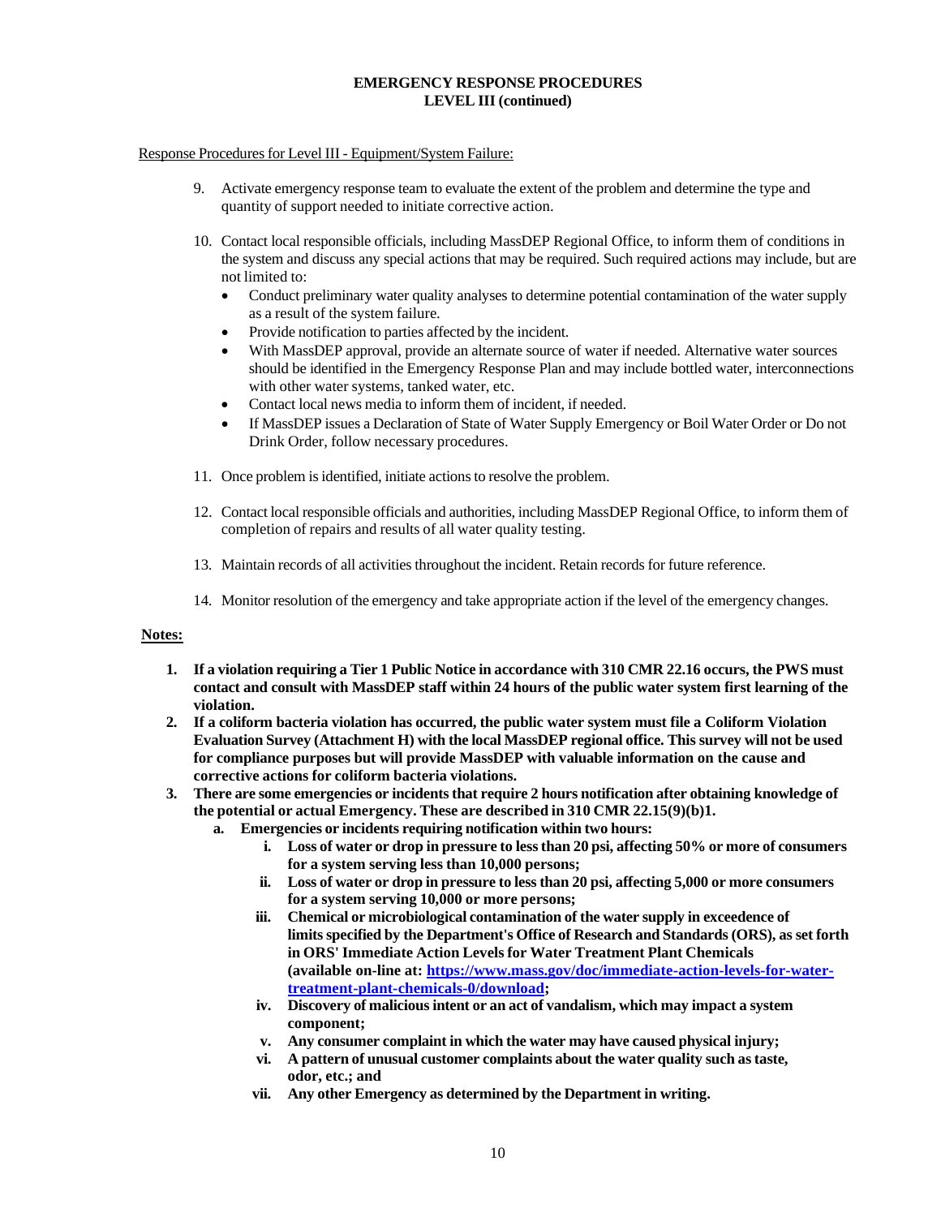**EMERGENCY RESPONSE PROCEDURES**
**LEVEL III (continued)**

Response Procedures for Level III - Equipment/System Failure:

9. Activate emergency response team to evaluate the extent of the problem and determine the type and quantity of support needed to initiate corrective action.

10. Contact local responsible officials, including MassDEP Regional Office, to inform them of conditions in the system and discuss any special actions that may be required. Such required actions may include, but are not limited to:
    - Conduct preliminary water quality analyses to determine potential contamination of the water supply as a result of the system failure.
    - Provide notification to parties affected by the incident.
    - With MassDEP approval, provide an alternate source of water if needed. Alternative water sources should be identified in the Emergency Response Plan and may include bottled water, interconnections with other water systems, tanked water, etc.
    - Contact local news media to inform them of incident, if needed.
    - If MassDEP issues a Declaration of State of Water Supply Emergency or Boil Water Order or Do not Drink Order, follow necessary procedures.

11. Once problem is identified, initiate actions to resolve the problem.

12. Contact local responsible officials and authorities, including MassDEP Regional Office, to inform them of completion of repairs and results of all water quality testing.

13. Maintain records of all activities throughout the incident. Retain records for future reference.

14. Monitor resolution of the emergency and take appropriate action if the level of the emergency changes.

**Notes:**

1. **If a violation requiring a Tier 1 Public Notice in accordance with 310 CMR 22.16 occurs, the PWS must contact and consult with MassDEP staff within 24 hours of the public water system first learning of the violation.**
2. **If a coliform bacteria violation has occurred, the public water system must file a Coliform Violation Evaluation Survey (Attachment H) with the local MassDEP regional office. This survey will not be used for compliance purposes but will provide MassDEP with valuable information on the cause and corrective actions for coliform bacteria violations.**
3. **There are some emergencies or incidents that require 2 hours notification after obtaining knowledge of the potential or actual Emergency. These are described in 310 CMR 22.15(9)(b)1.**
    a. **Emergencies or incidents requiring notification within two hours:**
        i. **Loss of water or drop in pressure to less than 20 psi, affecting 50% or more of consumers for a system serving less than 10,000 persons;**
        ii. **Loss of water or drop in pressure to less than 20 psi, affecting 5,000 or more consumers for a system serving 10,000 or more persons;**
        iii. **Chemical or microbiological contamination of the water supply in exceedence of limits specified by the Department's Office of Research and Standards (ORS), as set forth in ORS' Immediate Action Levels for Water Treatment Plant Chemicals (available on-line at: [https://www.mass.gov/doc/immediate-action-levels-for-water-treatment-plant-chemicals-0/download](https://www.mass.gov/doc/immediate-action-levels-for-water-treatment-plant-chemicals-0/download);**
        iv. **Discovery of malicious intent or an act of vandalism, which may impact a system component;**
        v. **Any consumer complaint in which the water may have caused physical injury;**
        vi. **A pattern of unusual customer complaints about the water quality such as taste, odor, etc.; and**
        vii. **Any other Emergency as determined by the Department in writing.**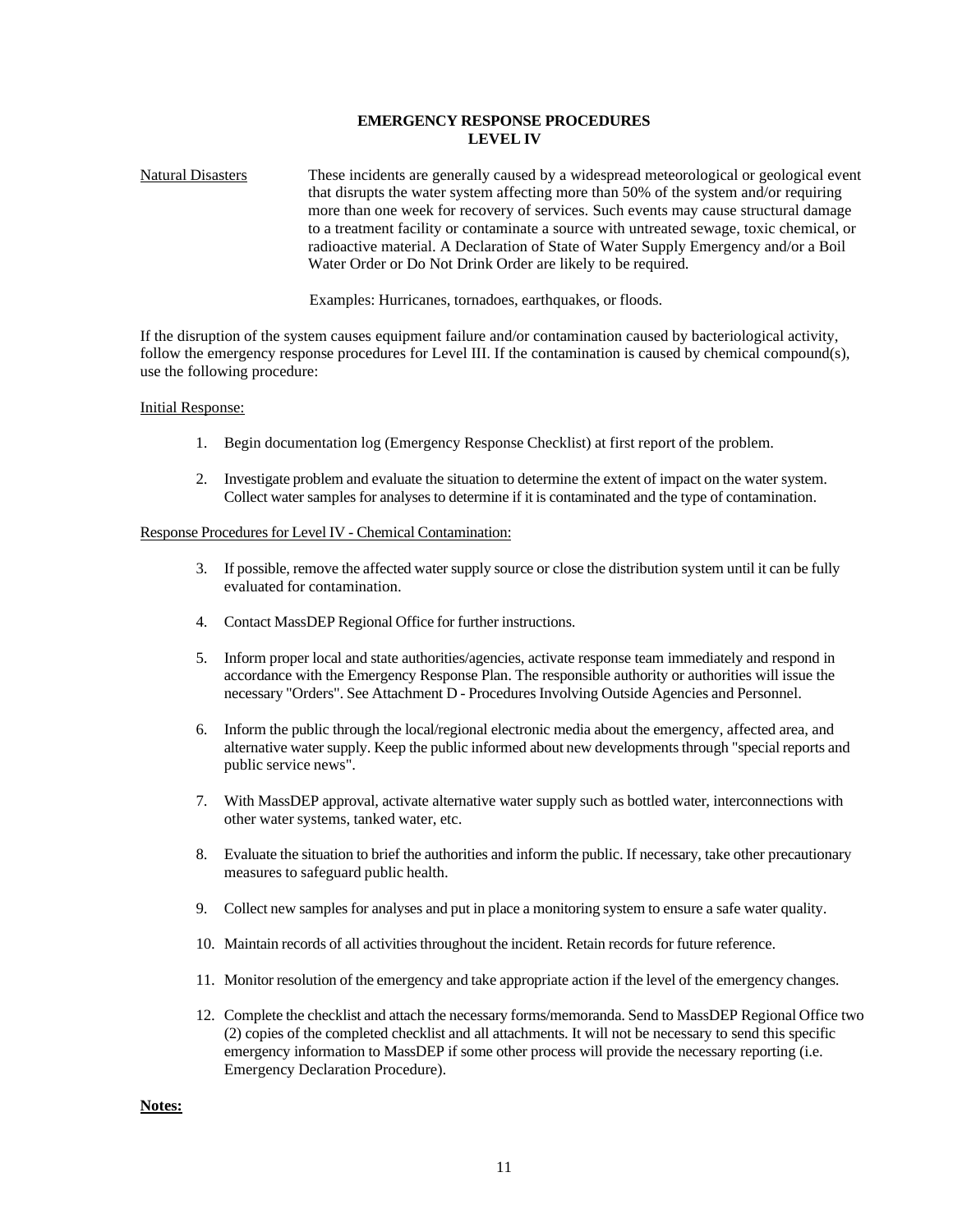# EMERGENCY RESPONSE PROCEDURES
## LEVEL IV

Natural Disasters

These incidents are generally caused by a widespread meteorological or geological event that disrupts the water system affecting more than 50% of the system and/or requiring more than one week for recovery of services. Such events may cause structural damage to a treatment facility or contaminate a source with untreated sewage, toxic chemical, or radioactive material. A Declaration of State of Water Supply Emergency and/or a Boil Water Order or Do Not Drink Order are likely to be required.

Examples: Hurricanes, tornadoes, earthquakes, or floods.

If the disruption of the system causes equipment failure and/or contamination caused by bacteriological activity, follow the emergency response procedures for Level III. If the contamination is caused by chemical compound(s), use the following procedure:

Initial Response:

1. Begin documentation log (Emergency Response Checklist) at first report of the problem.
2. Investigate problem and evaluate the situation to determine the extent of impact on the water system. Collect water samples for analyses to determine if it is contaminated and the type of contamination.

Response Procedures for Level IV - Chemical Contamination:

3. If possible, remove the affected water supply source or close the distribution system until it can be fully evaluated for contamination.
4. Contact MassDEP Regional Office for further instructions.
5. Inform proper local and state authorities/agencies, activate response team immediately and respond in accordance with the Emergency Response Plan. The responsible authority or authorities will issue the necessary "Orders". See Attachment D - Procedures Involving Outside Agencies and Personnel.
6. Inform the public through the local/regional electronic media about the emergency, affected area, and alternative water supply. Keep the public informed about new developments through "special reports and public service news".
7. With MassDEP approval, activate alternative water supply such as bottled water, interconnections with other water systems, tanked water, etc.
8. Evaluate the situation to brief the authorities and inform the public. If necessary, take other precautionary measures to safeguard public health.
9. Collect new samples for analyses and put in place a monitoring system to ensure a safe water quality.
10. Maintain records of all activities throughout the incident. Retain records for future reference.
11. Monitor resolution of the emergency and take appropriate action if the level of the emergency changes.
12. Complete the checklist and attach the necessary forms/memoranda. Send to MassDEP Regional Office two (2) copies of the completed checklist and all attachments. It will not be necessary to send this specific emergency information to MassDEP if some other process will provide the necessary reporting (i.e. Emergency Declaration Procedure).

**Notes:**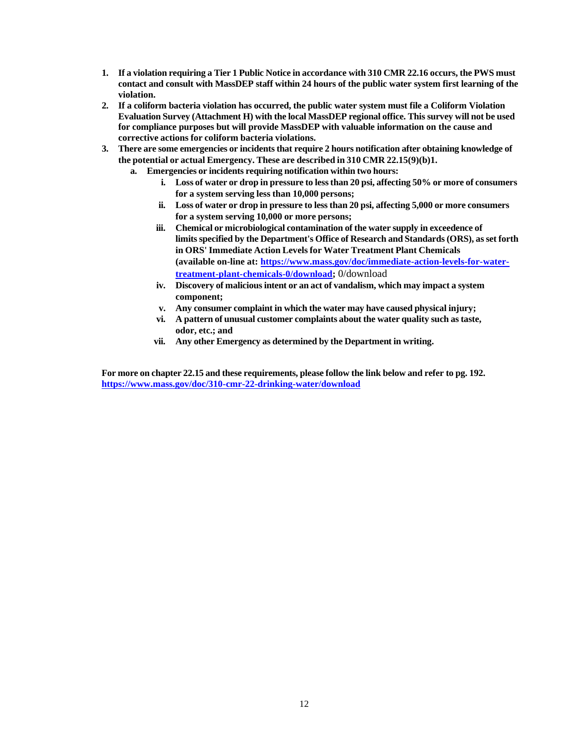1. **If a violation requiring a Tier 1 Public Notice in accordance with 310 CMR 22.16 occurs, the PWS must contact and consult with MassDEP staff within 24 hours of the public water system first learning of the violation.**
2. **If a coliform bacteria violation has occurred, the public water system must file a Coliform Violation Evaluation Survey (Attachment H) with the local MassDEP regional office. This survey will not be used for compliance purposes but will provide MassDEP with valuable information on the cause and corrective actions for coliform bacteria violations.**
3. **There are some emergencies or incidents that require 2 hours notification after obtaining knowledge of the potential or actual Emergency. These are described in 310 CMR 22.15(9)(b)1.**
   a. **Emergencies or incidents requiring notification within two hours:**
      i. **Loss of water or drop in pressure to less than 20 psi, affecting 50% or more of consumers for a system serving less than 10,000 persons;**
      ii. **Loss of water or drop in pressure to less than 20 psi, affecting 5,000 or more consumers for a system serving 10,000 or more persons;**
      iii. **Chemical or microbiological contamination of the water supply in exceedence of limits specified by the Department's Office of Research and Standards (ORS), as set forth in ORS' Immediate Action Levels for Water Treatment Plant Chemicals (available on-line at: [https://www.mass.gov/doc/immediate-action-levels-for-water-treatment-plant-chemicals-0/download](https://www.mass.gov/doc/immediate-action-levels-for-water-treatment-plant-chemicals-0/download);** 0/download
      iv. **Discovery of malicious intent or an act of vandalism, which may impact a system component;**
      v. **Any consumer complaint in which the water may have caused physical injury;**
      vi. **A pattern of unusual customer complaints about the water quality such as taste, odor, etc.; and**
      vii. **Any other Emergency as determined by the Department in writing.**

**For more on chapter 22.15 and these requirements, please follow the link below and refer to pg. 192.**
**[https://www.mass.gov/doc/310-cmr-22-drinking-water/download](https://www.mass.gov/doc/310-cmr-22-drinking-water/download)**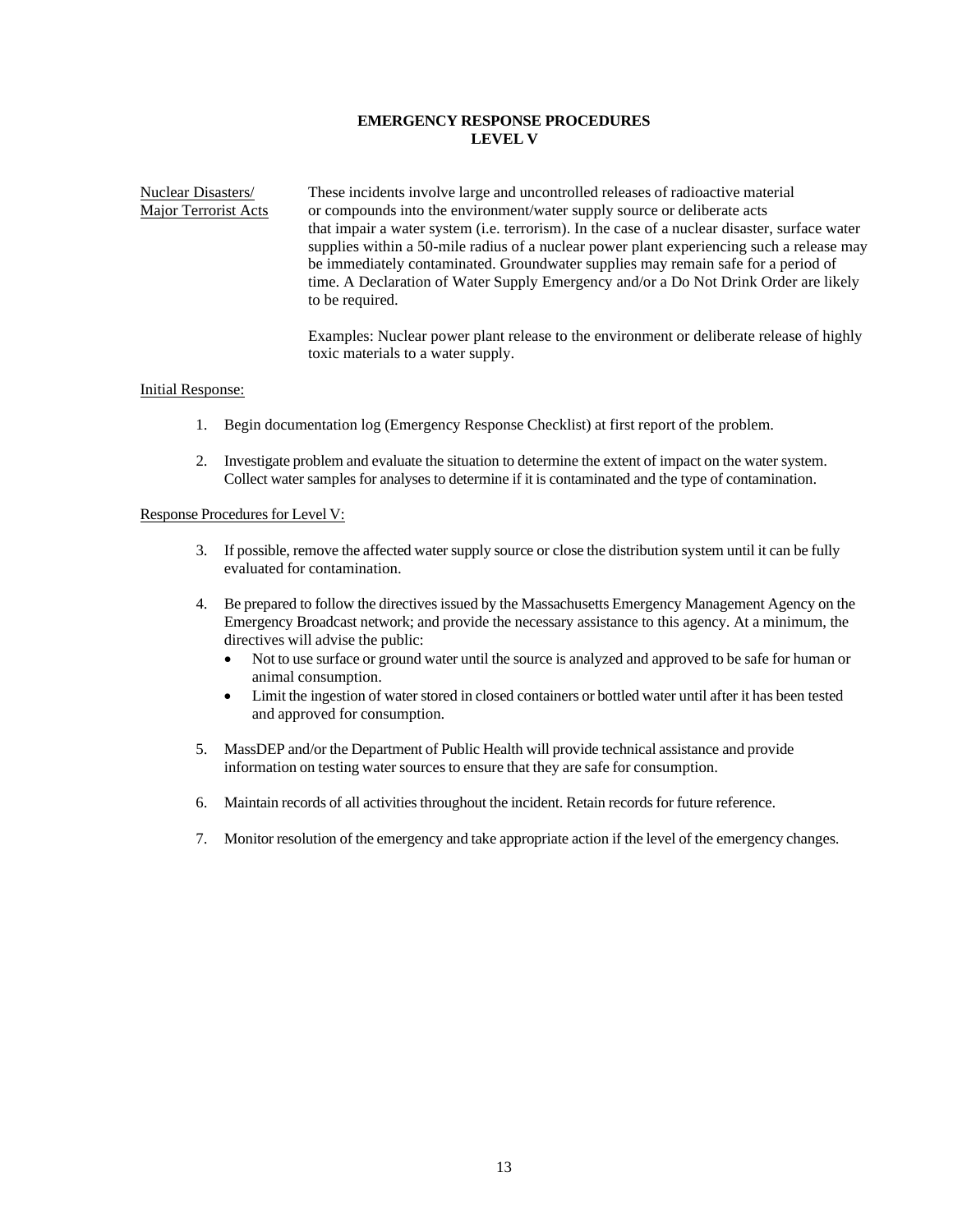# EMERGENCY RESPONSE PROCEDURES
# LEVEL V

<u>Nuclear Disasters/ Major Terrorist Acts</u>

These incidents involve large and uncontrolled releases of radioactive material or compounds into the environment/water supply source or deliberate acts that impair a water system (i.e. terrorism). In the case of a nuclear disaster, surface water supplies within a 50-mile radius of a nuclear power plant experiencing such a release may be immediately contaminated. Groundwater supplies may remain safe for a period of time. A Declaration of Water Supply Emergency and/or a Do Not Drink Order are likely to be required.

Examples: Nuclear power plant release to the environment or deliberate release of highly toxic materials to a water supply.

<u>Initial Response:</u>

1. Begin documentation log (Emergency Response Checklist) at first report of the problem.
2. Investigate problem and evaluate the situation to determine the extent of impact on the water system. Collect water samples for analyses to determine if it is contaminated and the type of contamination.

<u>Response Procedures for Level V:</u>

3. If possible, remove the affected water supply source or close the distribution system until it can be fully evaluated for contamination.
4. Be prepared to follow the directives issued by the Massachusetts Emergency Management Agency on the Emergency Broadcast network; and provide the necessary assistance to this agency. At a minimum, the directives will advise the public:
   - Not to use surface or ground water until the source is analyzed and approved to be safe for human or animal consumption.
   - Limit the ingestion of water stored in closed containers or bottled water until after it has been tested and approved for consumption.
5. MassDEP and/or the Department of Public Health will provide technical assistance and provide information on testing water sources to ensure that they are safe for consumption.
6. Maintain records of all activities throughout the incident. Retain records for future reference.
7. Monitor resolution of the emergency and take appropriate action if the level of the emergency changes.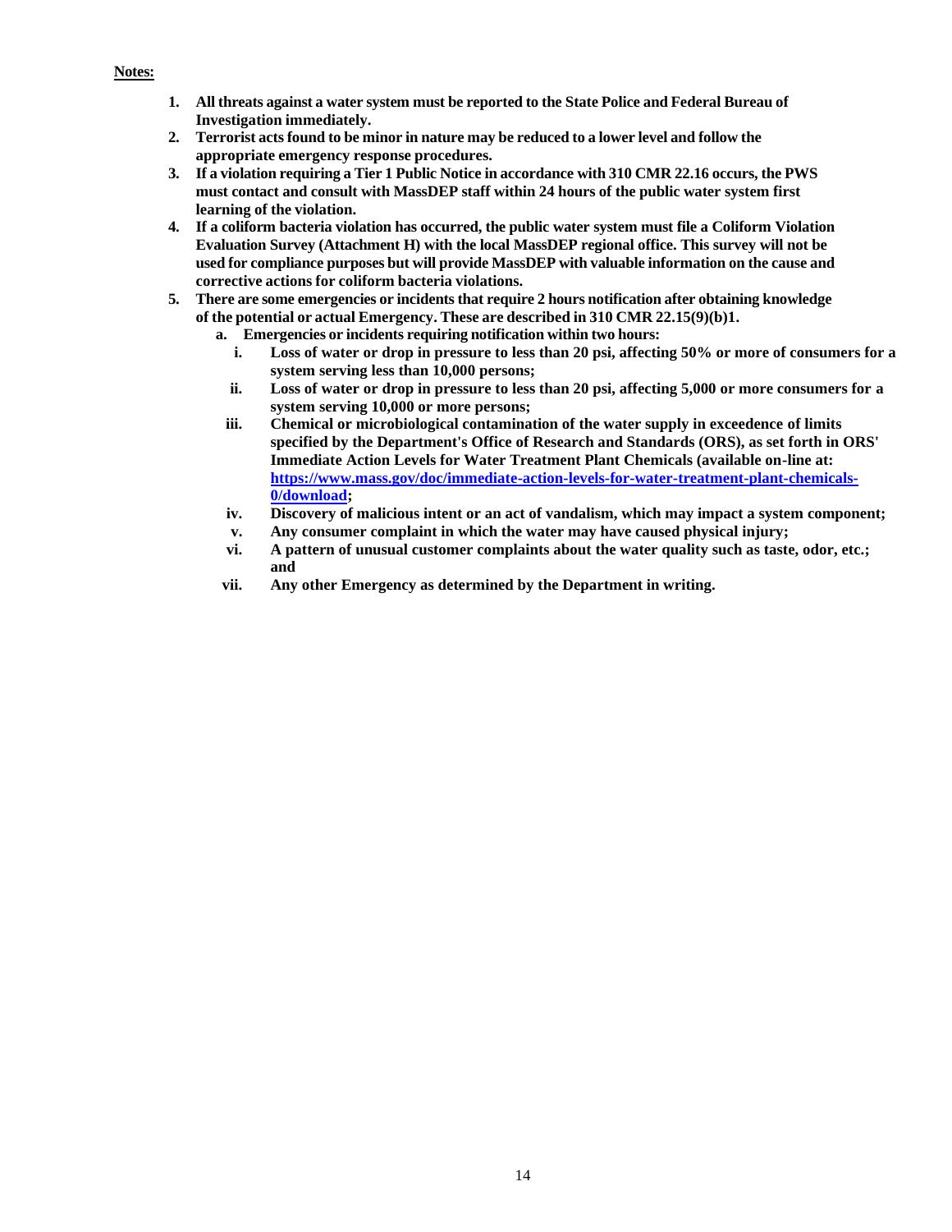**Notes:**

1. **All threats against a water system must be reported to the State Police and Federal Bureau of Investigation immediately.**
2. **Terrorist acts found to be minor in nature may be reduced to a lower level and follow the appropriate emergency response procedures.**
3. **If a violation requiring a Tier 1 Public Notice in accordance with 310 CMR 22.16 occurs, the PWS must contact and consult with MassDEP staff within 24 hours of the public water system first learning of the violation.**
4. **If a coliform bacteria violation has occurred, the public water system must file a Coliform Violation Evaluation Survey (Attachment H) with the local MassDEP regional office. This survey will not be used for compliance purposes but will provide MassDEP with valuable information on the cause and corrective actions for coliform bacteria violations.**
5. **There are some emergencies or incidents that require 2 hours notification after obtaining knowledge of the potential or actual Emergency. These are described in 310 CMR 22.15(9)(b)1.**
   a. **Emergencies or incidents requiring notification within two hours:**
      i. **Loss of water or drop in pressure to less than 20 psi, affecting 50% or more of consumers for a system serving less than 10,000 persons;**
      ii. **Loss of water or drop in pressure to less than 20 psi, affecting 5,000 or more consumers for a system serving 10,000 or more persons;**
      iii. **Chemical or microbiological contamination of the water supply in exceedence of limits specified by the Department's Office of Research and Standards (ORS), as set forth in ORS' Immediate Action Levels for Water Treatment Plant Chemicals (available on-line at: [https://www.mass.gov/doc/immediate-action-levels-for-water-treatment-plant-chemicals-0/download](https://www.mass.gov/doc/immediate-action-levels-for-water-treatment-plant-chemicals-0/download);**
      iv. **Discovery of malicious intent or an act of vandalism, which may impact a system component;**
      v. **Any consumer complaint in which the water may have caused physical injury;**
      vi. **A pattern of unusual customer complaints about the water quality such as taste, odor, etc.; and**
      vii. **Any other Emergency as determined by the Department in writing.**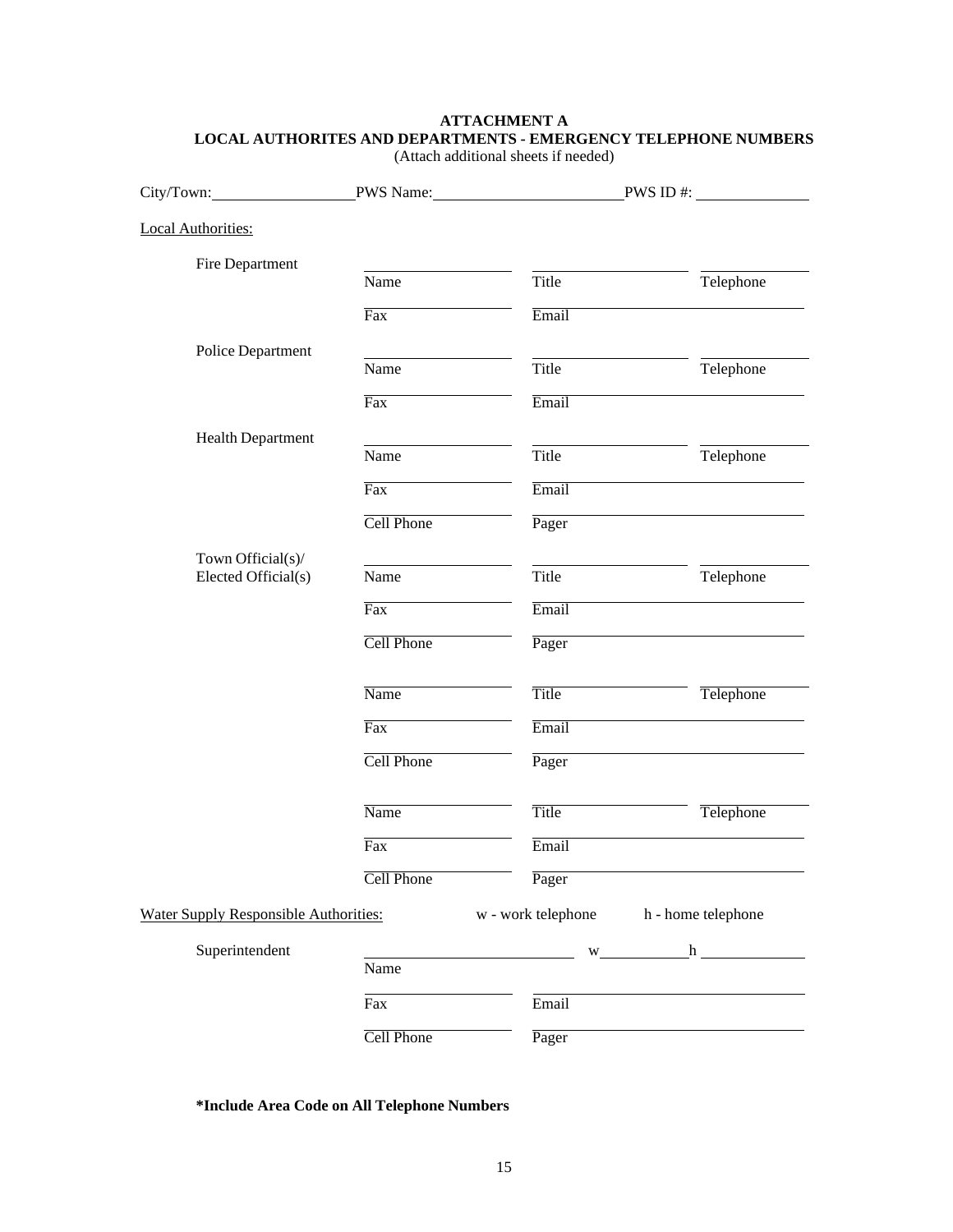**ATTACHMENT A**
**LOCAL AUTHORITES AND DEPARTMENTS - EMERGENCY TELEPHONE NUMBERS**
(Attach additional sheets if needed)

City/Town:\_\_\_\_\_\_\_\_\_\_\_\_\_\_\_\_\_\_ PWS Name:\_\_\_\_\_\_\_\_\_\_\_\_\_\_\_\_\_\_\_\_\_\_\_\_ PWS ID #: \_\_\_\_\_\_\_\_\_\_\_\_\_\_

Local Authorities:

| | | | |
|---|---|---|---|
| Fire Department | Name | Title | Telephone |
| | Fax | Email | |
| Police Department | Name | Title | Telephone |
| | Fax | Email | |
| Health Department | Name | Title | Telephone |
| | Fax | Email | |
| | Cell Phone | Pager | |
| Town Official(s)/ Elected Official(s) | Name | Title | Telephone |
| | Fax | Email | |
| | Cell Phone | Pager | |
| | Name | Title | Telephone |
| | Fax | Email | |
| | Cell Phone | Pager | |
| | Name | Title | Telephone |
| | Fax | Email | |
| | Cell Phone | Pager | |

Water Supply Responsible Authorities: w - work telephone h - home telephone

| | | | |
|---|---|---|---|
| Superintendent | Name | w\_\_\_\_\_\_\_\_\_\_\_ | h\_\_\_\_\_\_\_\_\_\_\_\_\_ |
| | Fax | Email | |
| | Cell Phone | Pager | |

**\*Include Area Code on All Telephone Numbers**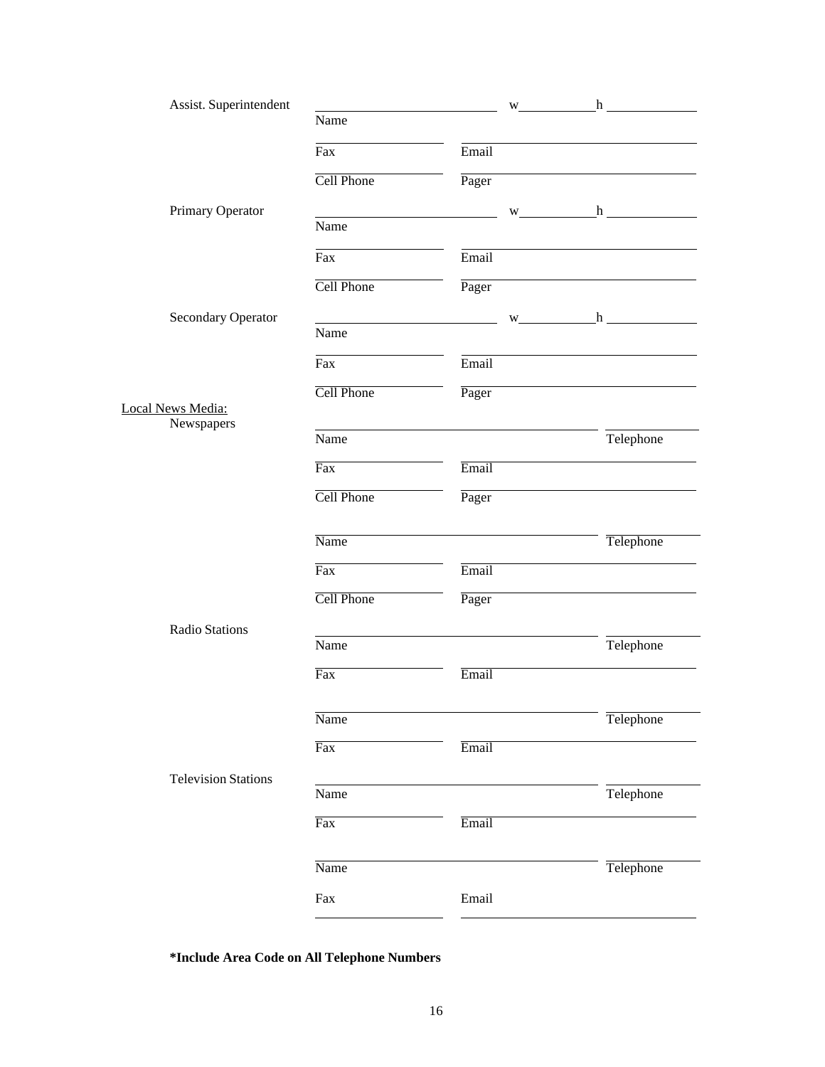Assist. Superintendent

Name ______________________ w__________ h__________

Fax ______________ Email ______________________

Cell Phone ______________ Pager ______________________

Primary Operator

Name ______________________ w__________ h__________

Fax ______________ Email ______________________

Cell Phone ______________ Pager ______________________

Secondary Operator

Name ______________________ w__________ h__________

Fax ______________ Email ______________________

Cell Phone ______________ Pager ______________________

<u>Local News Media:</u>

Newspapers

Name ______________________ Telephone __________

Fax ______________ Email ______________________

Cell Phone ______________ Pager ______________________

Name ______________________ Telephone __________

Fax ______________ Email ______________________

Cell Phone ______________ Pager ______________________

Radio Stations

Name ______________________ Telephone __________

Fax ______________ Email ______________________

Name ______________________ Telephone __________

Fax ______________ Email ______________________

Television Stations

Name ______________________ Telephone __________

Fax ______________ Email ______________________

Name ______________________ Telephone __________

Fax ______________ Email ______________________

**\*Include Area Code on All Telephone Numbers**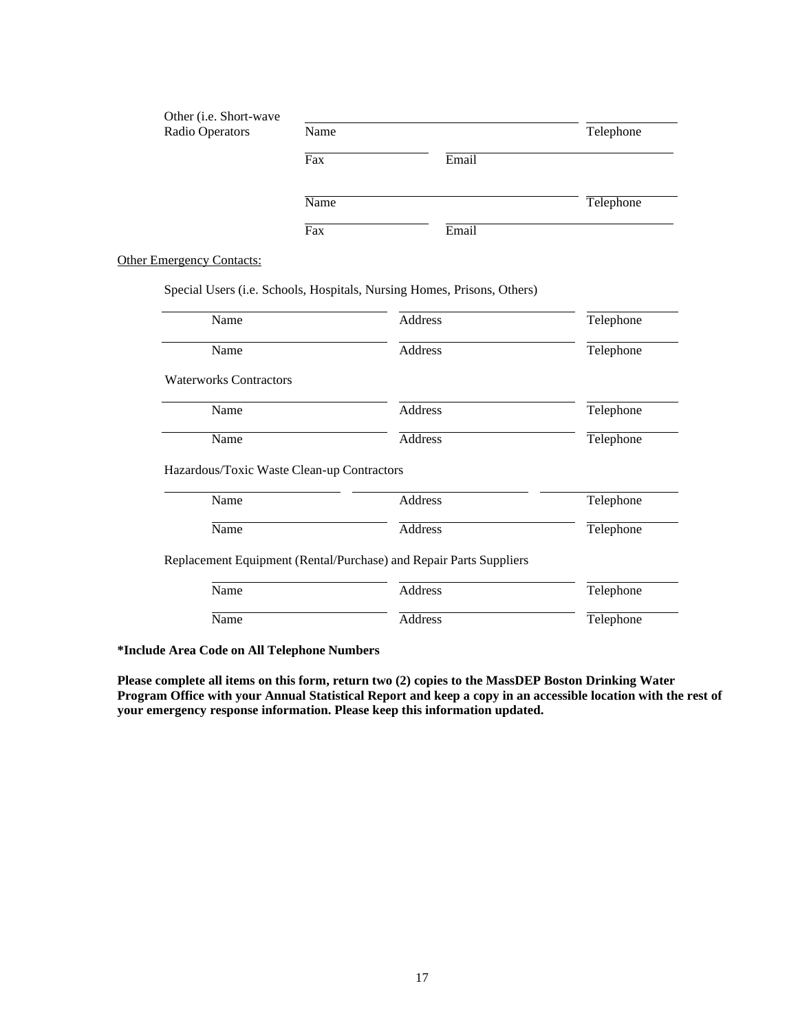Other (i.e. Short-wave Radio Operators

| Name | | Telephone |
|---|---|---|
| Fax | Email | |
| Name | | Telephone |
| Fax | Email | |

Other Emergency Contacts:

Special Users (i.e. Schools, Hospitals, Nursing Homes, Prisons, Others)

| Name | Address | Telephone |
|---|---|---|
| Name | Address | Telephone |

Waterworks Contractors

| Name | Address | Telephone |
|---|---|---|
| Name | Address | Telephone |

Hazardous/Toxic Waste Clean-up Contractors

| Name | Address | Telephone |
|---|---|---|
| Name | Address | Telephone |

Replacement Equipment (Rental/Purchase) and Repair Parts Suppliers

| Name | Address | Telephone |
|---|---|---|
| Name | Address | Telephone |

**\*Include Area Code on All Telephone Numbers**

**Please complete all items on this form, return two (2) copies to the MassDEP Boston Drinking Water Program Office with your Annual Statistical Report and keep a copy in an accessible location with the rest of your emergency response information. Please keep this information updated.**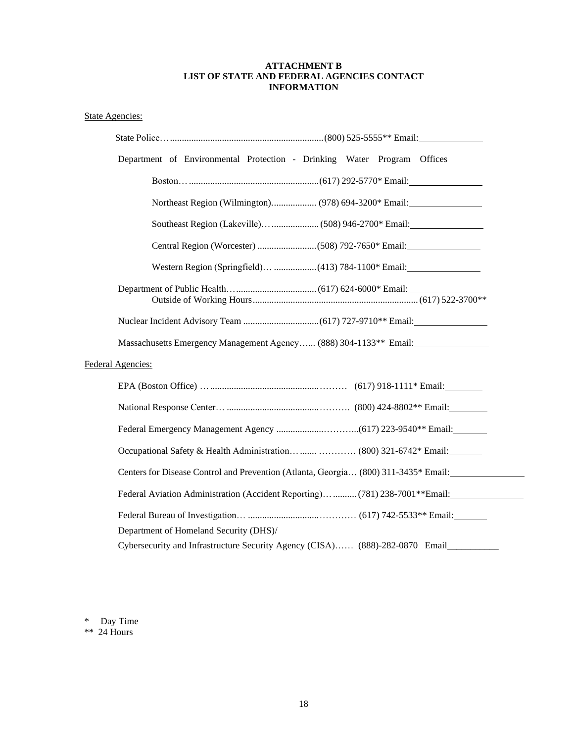**ATTACHMENT B**
**LIST OF STATE AND FEDERAL AGENCIES CONTACT INFORMATION**

State Agencies:

State Police…................................................................(800) 525-5555** Email:______________

Department of Environmental Protection - Drinking Water Program Offices

Boston…......................................................(617) 292-5770* Email:________________

Northeast Region (Wilmington).................. (978) 694-3200* Email:________________

Southeast Region (Lakeville)…................... (508) 946-2700* Email:________________

Central Region (Worcester) .........................(508) 792-7650* Email:________________

Western Region (Springfield)… .................(413) 784-1100* Email:________________

Department of Public Health…................................. (617) 624-6000* Email:________________
Outside of Working Hours..................................................................... (617) 522-3700**

Nuclear Incident Advisory Team ................................(617) 727-9710** Email:________________

Massachusetts Emergency Management Agency…... (888) 304-1133** Email:________________

Federal Agencies:

EPA (Boston Office) …...........................................……… (617) 918-1111* Email:________

National Response Center… ....................................………. (800) 424-8802** Email:________

Federal Emergency Management Agency ..................………...(617) 223-9540** Email:_______

Occupational Safety & Health Administration…....... ………… (800) 321-6742* Email:_______

Centers for Disease Control and Prevention (Atlanta, Georgia… (800) 311-3435* Email:________________

Federal Aviation Administration (Accident Reporting)….........(781) 238-7001**Email:________________

Federal Bureau of Investigation… ............................………… (617) 742-5533** Email:_______

Department of Homeland Security (DHS)/
Cybersecurity and Infrastructure Security Agency (CISA)…… (888)-282-0870 Email___________

\* Day Time
** 24 Hours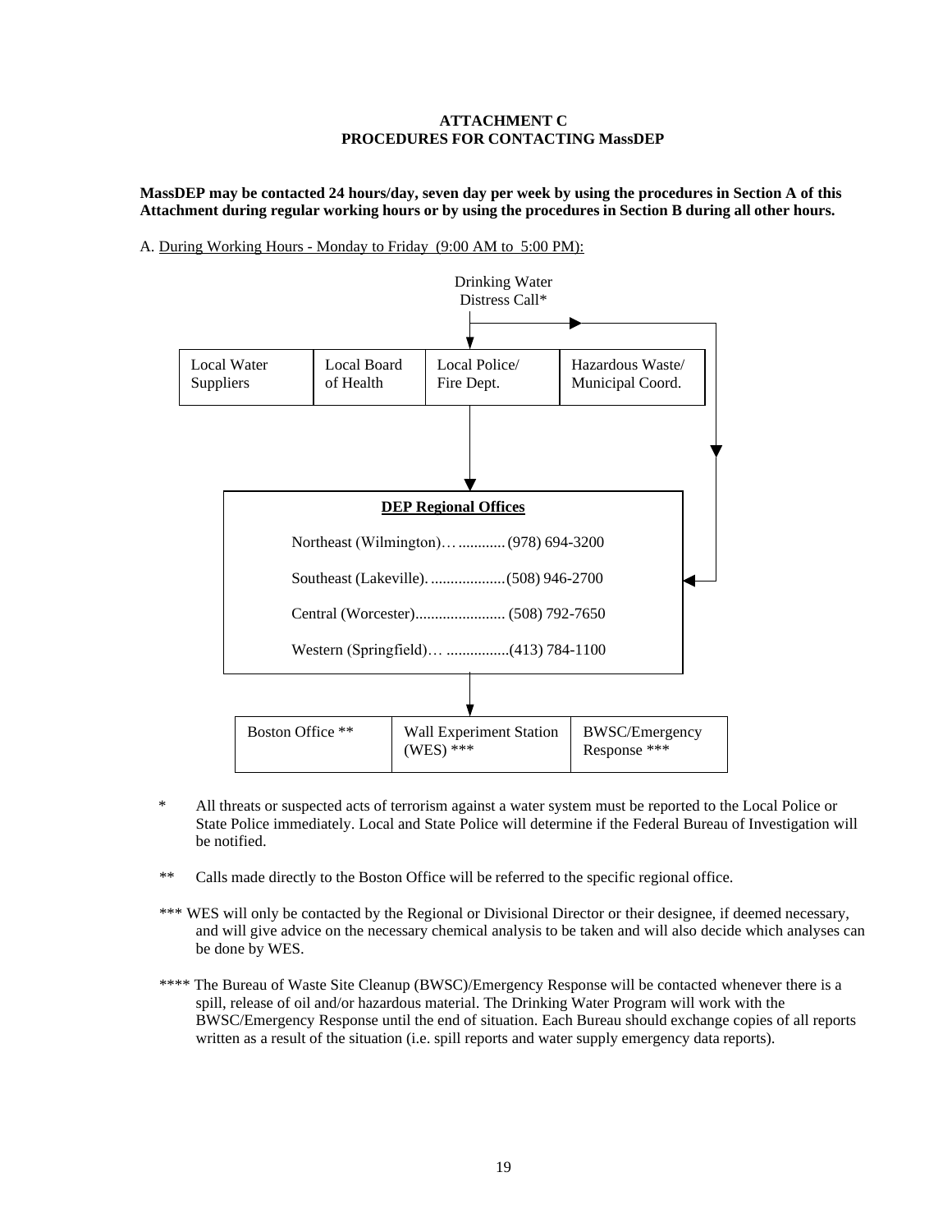**ATTACHMENT C**
**PROCEDURES FOR CONTACTING MassDEP**

**MassDEP may be contacted 24 hours/day, seven day per week by using the procedures in Section A of this Attachment during regular working hours or by using the procedures in Section B during all other hours.**

A. During Working Hours - Monday to Friday (9:00 AM to 5:00 PM):

Drinking Water Distress Call*

| Local Water Suppliers | Local Board of Health | Local Police/ Fire Dept. | Hazardous Waste/ Municipal Coord. |
|---|---|---|---|

**DEP Regional Offices**

Northeast (Wilmington)…............(978) 694-3200

Southeast (Lakeville). ...................(508) 946-2700

Central (Worcester)....................... (508) 792-7650

Western (Springfield)… ................(413) 784-1100

| Boston Office ** | Wall Experiment Station (WES) *** | BWSC/Emergency Response *** |
|---|---|---|

\* All threats or suspected acts of terrorism against a water system must be reported to the Local Police or State Police immediately. Local and State Police will determine if the Federal Bureau of Investigation will be notified.

\** Calls made directly to the Boston Office will be referred to the specific regional office.

\*** WES will only be contacted by the Regional or Divisional Director or their designee, if deemed necessary, and will give advice on the necessary chemical analysis to be taken and will also decide which analyses can be done by WES.

\**** The Bureau of Waste Site Cleanup (BWSC)/Emergency Response will be contacted whenever there is a spill, release of oil and/or hazardous material. The Drinking Water Program will work with the BWSC/Emergency Response until the end of situation. Each Bureau should exchange copies of all reports written as a result of the situation (i.e. spill reports and water supply emergency data reports).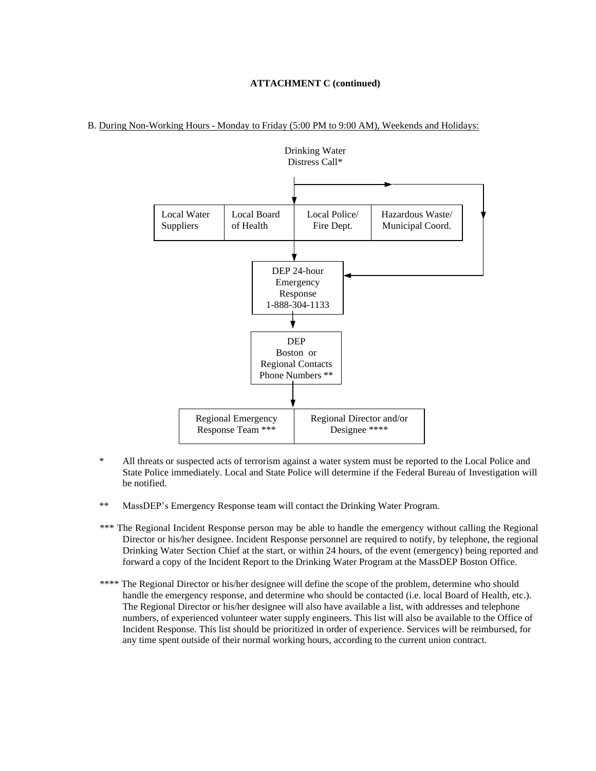**ATTACHMENT C (continued)**

B. <u>During Non-Working Hours - Monday to Friday (5:00 PM to 9:00 AM), Weekends and Holidays:</u>

Drinking Water Distress Call*

| Local Water Suppliers | Local Board of Health | Local Police/ Fire Dept. | Hazardous Waste/ Municipal Coord. |
|---|---|---|---|

↓

DEP 24-hour Emergency Response 1-888-304-1133

↓

DEP Boston or Regional Contacts Phone Numbers **

↓

| Regional Emergency Response Team *** | Regional Director and/or Designee **** |
|---|---|

\* All threats or suspected acts of terrorism against a water system must be reported to the Local Police and State Police immediately. Local and State Police will determine if the Federal Bureau of Investigation will be notified.

** MassDEP's Emergency Response team will contact the Drinking Water Program.

*** The Regional Incident Response person may be able to handle the emergency without calling the Regional Director or his/her designee. Incident Response personnel are required to notify, by telephone, the regional Drinking Water Section Chief at the start, or within 24 hours, of the event (emergency) being reported and forward a copy of the Incident Report to the Drinking Water Program at the MassDEP Boston Office.

**** The Regional Director or his/her designee will define the scope of the problem, determine who should handle the emergency response, and determine who should be contacted (i.e. local Board of Health, etc.). The Regional Director or his/her designee will also have available a list, with addresses and telephone numbers, of experienced volunteer water supply engineers. This list will also be available to the Office of Incident Response. This list should be prioritized in order of experience. Services will be reimbursed, for any time spent outside of their normal working hours, according to the current union contract.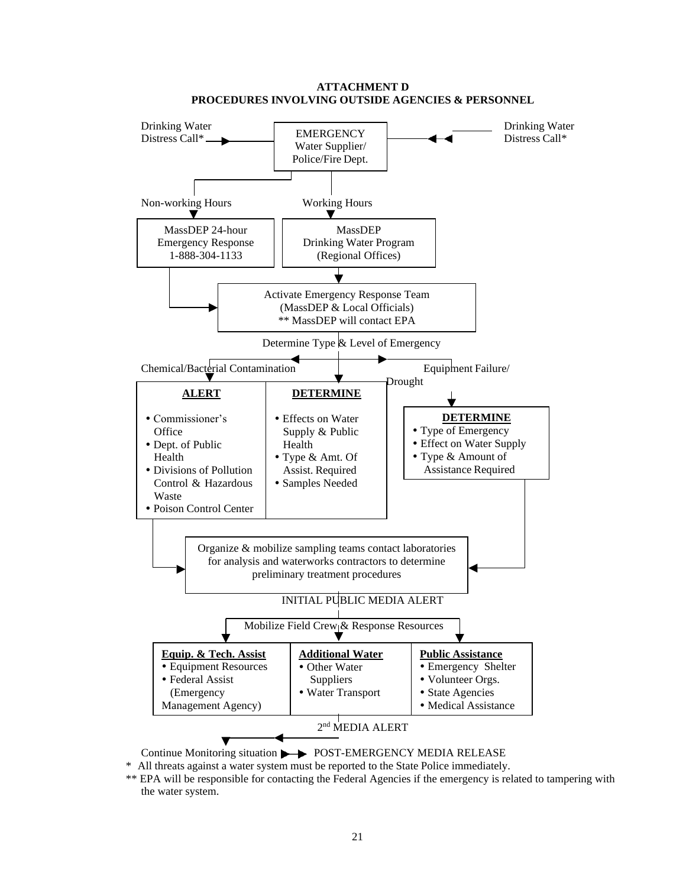**ATTACHMENT D**
**PROCEDURES INVOLVING OUTSIDE AGENCIES & PERSONNEL**

Drinking Water Distress Call* → **EMERGENCY** Water Supplier/ Police/Fire Dept. ← Drinking Water Distress Call*

Non-working Hours → MassDEP 24-hour Emergency Response 1-888-304-1133

Working Hours → MassDEP Drinking Water Program (Regional Offices)

Activate Emergency Response Team (MassDEP & Local Officials) ** MassDEP will contact EPA

Determine Type & Level of Emergency

Chemical/Bacterial Contamination

**ALERT**

- Commissioner's Office
- Dept. of Public Health
- Divisions of Pollution Control & Hazardous Waste
- Poison Control Center

**DETERMINE**

- Effects on Water Supply & Public Health
- Type & Amt. Of Assist. Required
- Samples Needed

Equipment Failure/ Drought

**DETERMINE**

- Type of Emergency
- Effect on Water Supply
- Type & Amount of Assistance Required

Organize & mobilize sampling teams contact laboratories for analysis and waterworks contractors to determine preliminary treatment procedures

INITIAL PUBLIC MEDIA ALERT

Mobilize Field Crew & Response Resources

**Equip. & Tech. Assist**

- Equipment Resources
- Federal Assist (Emergency Management Agency)

**Additional Water**

- Other Water Suppliers
- Water Transport

**Public Assistance**

- Emergency Shelter
- Volunteer Orgs.
- State Agencies
- Medical Assistance

2nd MEDIA ALERT

Continue Monitoring situation → POST-EMERGENCY MEDIA RELEASE

\* All threats against a water system must be reported to the State Police immediately.

** EPA will be responsible for contacting the Federal Agencies if the emergency is related to tampering with the water system.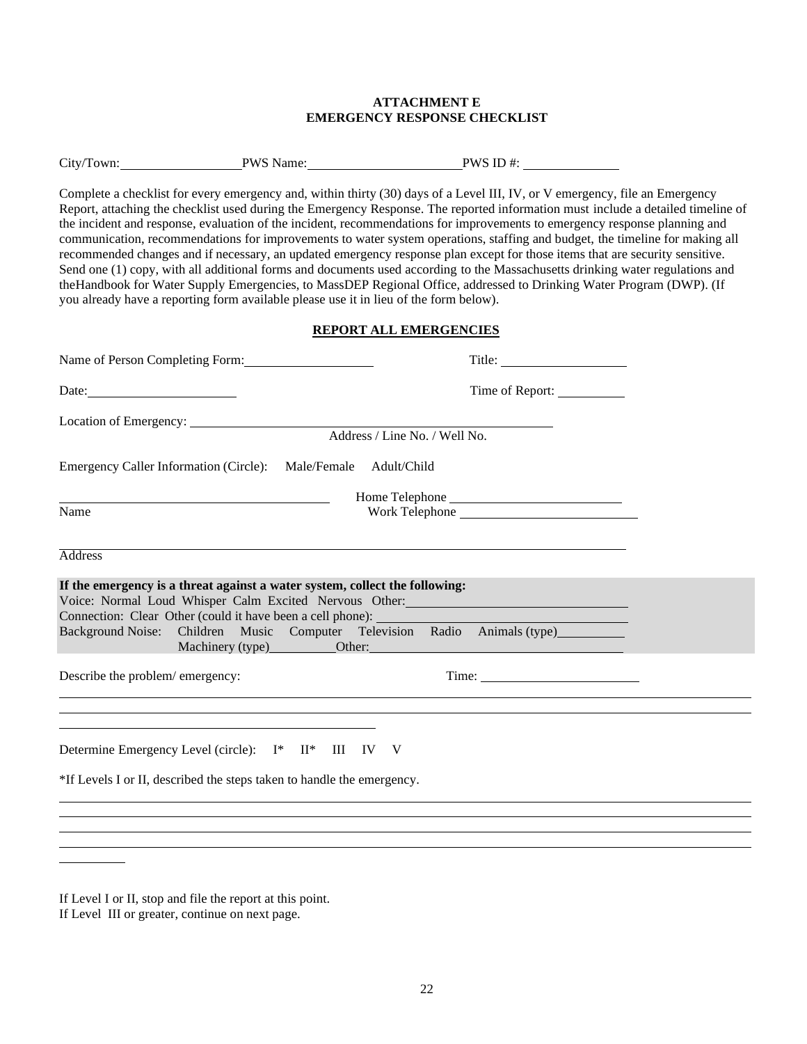**ATTACHMENT E**
**EMERGENCY RESPONSE CHECKLIST**

City/Town: \_\_\_\_\_\_\_\_\_\_\_\_\_\_\_\_\_\_ PWS Name: \_\_\_\_\_\_\_\_\_\_\_\_\_\_\_\_\_\_\_\_\_\_\_ PWS ID #: \_\_\_\_\_\_\_\_\_\_\_\_\_\_

Complete a checklist for every emergency and, within thirty (30) days of a Level III, IV, or V emergency, file an Emergency Report, attaching the checklist used during the Emergency Response. The reported information must include a detailed timeline of the incident and response, evaluation of the incident, recommendations for improvements to emergency response planning and communication, recommendations for improvements to water system operations, staffing and budget, the timeline for making all recommended changes and if necessary, an updated emergency response plan except for those items that are security sensitive. Send one (1) copy, with all additional forms and documents used according to the Massachusetts drinking water regulations and theHandbook for Water Supply Emergencies, to MassDEP Regional Office, addressed to Drinking Water Program (DWP). (If you already have a reporting form available please use it in lieu of the form below).

**REPORT ALL EMERGENCIES**

Name of Person Completing Form: \_\_\_\_\_\_\_\_\_\_\_\_\_\_\_\_\_\_\_\_ Title: \_\_\_\_\_\_\_\_\_\_\_\_\_\_\_\_\_\_\_\_

Date: \_\_\_\_\_\_\_\_\_\_\_\_\_\_\_\_\_\_\_\_\_\_ Time of Report: \_\_\_\_\_\_\_\_\_\_

Location of Emergency: \_\_\_\_\_\_\_\_\_\_\_\_\_\_\_\_\_\_\_\_\_\_\_\_\_\_\_\_\_\_\_\_\_\_\_\_\_\_\_\_\_\_\_\_\_\_\_\_\_\_\_\_\_\_\_\_\_
Address / Line No. / Well No.

Emergency Caller Information (Circle): Male/Female Adult/Child

\_\_\_\_\_\_\_\_\_\_\_\_\_\_\_\_\_\_\_\_\_\_\_\_\_\_\_\_\_\_\_\_\_\_\_\_\_\_\_\_ Home Telephone \_\_\_\_\_\_\_\_\_\_\_\_\_\_\_\_\_\_\_\_\_\_\_\_\_\_
Name Work Telephone \_\_\_\_\_\_\_\_\_\_\_\_\_\_\_\_\_\_\_\_\_\_\_\_\_\_

\_\_\_\_\_\_\_\_\_\_\_\_\_\_\_\_\_\_\_\_\_\_\_\_\_\_\_\_\_\_\_\_\_\_\_\_\_\_\_\_\_\_\_\_\_\_\_\_\_\_\_\_\_\_\_\_\_\_\_\_\_\_\_\_\_\_\_\_\_\_\_\_\_\_\_\_\_\_\_\_
Address

**If the emergency is a threat against a water system, collect the following:**
Voice: Normal Loud Whisper Calm Excited Nervous Other: \_\_\_\_\_\_\_\_\_\_\_\_\_\_\_\_\_\_\_\_\_\_\_\_\_\_\_\_\_\_\_\_\_\_
Connection: Clear Other (could it have been a cell phone): \_\_\_\_\_\_\_\_\_\_\_\_\_\_\_\_\_\_\_\_\_\_\_\_\_\_\_\_\_\_\_\_\_\_\_\_\_
Background Noise: Children Music Computer Television Radio Animals (type) \_\_\_\_\_\_\_\_\_\_
Machinery (type) \_\_\_\_\_\_\_\_\_\_ Other: \_\_\_\_\_\_\_\_\_\_\_\_\_\_\_\_\_\_\_\_\_\_\_\_\_\_\_\_\_\_\_\_\_\_\_\_\_\_\_\_

Describe the problem/ emergency: Time: \_\_\_\_\_\_\_\_\_\_\_\_\_\_\_\_\_\_\_\_\_\_\_\_

\_\_\_\_\_\_\_\_\_\_\_\_\_\_\_\_\_\_\_\_\_\_\_\_\_\_\_\_\_\_\_\_\_\_\_\_\_\_\_\_\_\_\_\_\_\_\_\_\_\_\_\_\_\_\_\_\_\_\_\_\_\_\_\_\_\_\_\_\_\_\_\_\_\_\_\_\_\_\_\_\_\_\_\_\_\_\_\_\_\_\_\_\_\_\_\_\_\_
\_\_\_\_\_\_\_\_\_\_\_\_\_\_\_\_\_\_\_\_\_\_\_\_\_\_\_\_\_\_\_\_\_\_\_\_\_\_\_\_\_\_\_\_\_\_\_\_\_\_\_\_\_\_\_\_\_\_\_\_\_\_\_\_\_\_\_\_\_\_\_\_\_\_\_\_\_\_\_\_\_\_\_\_\_\_\_\_\_\_\_\_\_\_\_\_\_\_
\_\_\_\_\_\_\_\_\_\_\_\_\_\_\_\_\_\_\_\_\_\_\_\_\_\_\_\_\_\_\_\_\_\_\_\_\_\_\_\_\_\_\_\_\_\_\_\_\_\_

Determine Emergency Level (circle): I* II* III IV V

*If Levels I or II, described the steps taken to handle the emergency.

\_\_\_\_\_\_\_\_\_\_\_\_\_\_\_\_\_\_\_\_\_\_\_\_\_\_\_\_\_\_\_\_\_\_\_\_\_\_\_\_\_\_\_\_\_\_\_\_\_\_\_\_\_\_\_\_\_\_\_\_\_\_\_\_\_\_\_\_\_\_\_\_\_\_\_\_\_\_\_\_\_\_\_\_\_\_\_\_\_\_\_\_\_\_\_\_\_\_
\_\_\_\_\_\_\_\_\_\_\_\_\_\_\_\_\_\_\_\_\_\_\_\_\_\_\_\_\_\_\_\_\_\_\_\_\_\_\_\_\_\_\_\_\_\_\_\_\_\_\_\_\_\_\_\_\_\_\_\_\_\_\_\_\_\_\_\_\_\_\_\_\_\_\_\_\_\_\_\_\_\_\_\_\_\_\_\_\_\_\_\_\_\_\_\_\_\_
\_\_\_\_\_\_\_\_\_\_\_\_\_\_\_\_\_\_\_\_\_\_\_\_\_\_\_\_\_\_\_\_\_\_\_\_\_\_\_\_\_\_\_\_\_\_\_\_\_\_\_\_\_\_\_\_\_\_\_\_\_\_\_\_\_\_\_\_\_\_\_\_\_\_\_\_\_\_\_\_\_\_\_\_\_\_\_\_\_\_\_\_\_\_\_\_\_\_
\_\_\_\_\_\_\_\_\_\_\_\_\_\_\_\_\_\_\_\_\_\_\_\_\_\_\_\_\_\_\_\_\_\_\_\_\_\_\_\_\_\_\_\_\_\_\_\_\_\_\_\_\_\_\_\_\_\_\_\_\_\_\_\_\_\_\_\_\_\_\_\_\_\_\_\_\_\_\_\_\_\_\_\_\_\_\_\_\_\_\_\_\_\_\_\_\_\_
\_\_\_\_\_\_\_\_\_\_

If Level I or II, stop and file the report at this point.
If Level III or greater, continue on next page.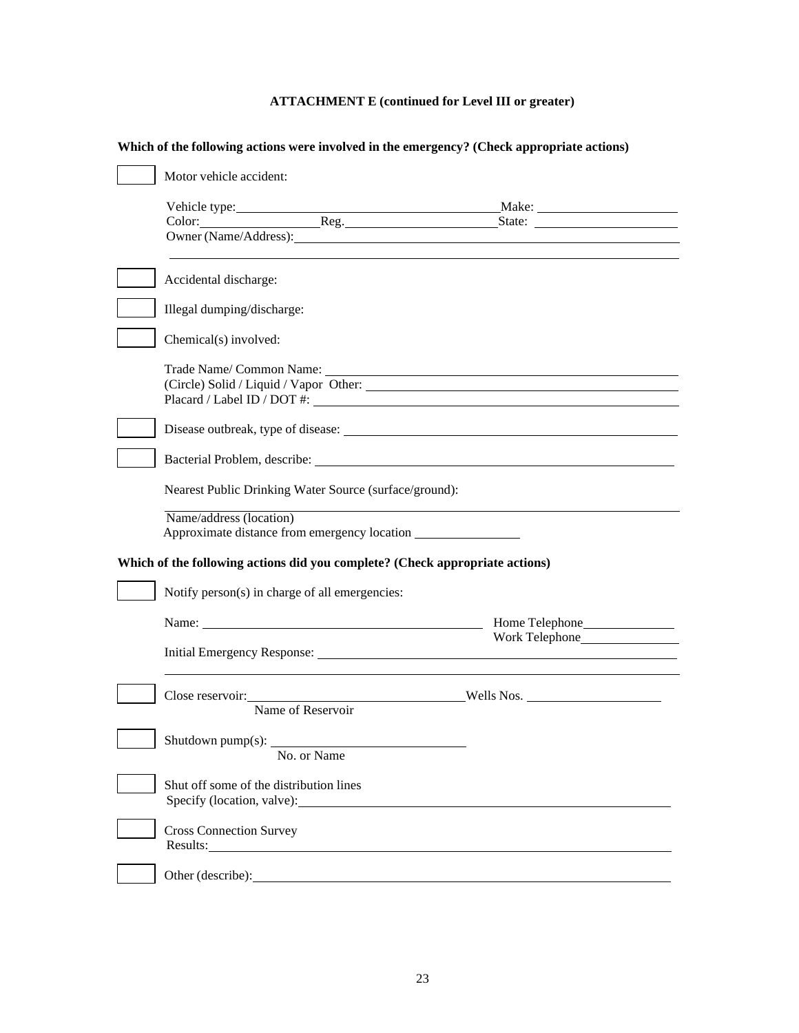**ATTACHMENT E (continued for Level III or greater)**

**Which of the following actions were involved in the emergency? (Check appropriate actions)**

☐ Motor vehicle accident:

Vehicle type:\_\_\_\_\_\_\_\_\_\_\_\_\_\_\_\_\_\_\_\_ Make: \_\_\_\_\_\_\_\_\_\_\_\_\_\_\_\_\_\_\_\_

Color:\_\_\_\_\_\_\_\_\_\_\_\_\_\_\_\_\_\_\_\_ Reg.\_\_\_\_\_\_\_\_\_\_\_\_\_\_\_\_\_\_\_\_ State: \_\_\_\_\_\_\_\_\_\_\_\_\_\_\_\_\_\_\_\_

Owner (Name/Address):\_\_\_\_\_\_\_\_\_\_\_\_\_\_\_\_\_\_\_\_\_\_\_\_\_\_\_\_\_\_\_\_\_\_\_\_\_\_\_\_

\_\_\_\_\_\_\_\_\_\_\_\_\_\_\_\_\_\_\_\_\_\_\_\_\_\_\_\_\_\_\_\_\_\_\_\_\_\_\_\_\_\_\_\_\_\_\_\_\_\_\_\_\_\_\_\_\_\_\_\_

☐ Accidental discharge:

☐ Illegal dumping/discharge:

☐ Chemical(s) involved:

Trade Name/ Common Name: \_\_\_\_\_\_\_\_\_\_\_\_\_\_\_\_\_\_\_\_\_\_\_\_\_\_\_\_\_\_\_\_\_\_\_\_\_\_\_\_

(Circle) Solid / Liquid / Vapor Other: \_\_\_\_\_\_\_\_\_\_\_\_\_\_\_\_\_\_\_\_\_\_\_\_\_\_\_\_\_\_\_\_\_\_\_\_\_\_\_\_

Placard / Label ID / DOT #: \_\_\_\_\_\_\_\_\_\_\_\_\_\_\_\_\_\_\_\_\_\_\_\_\_\_\_\_\_\_\_\_\_\_\_\_\_\_\_\_

☐ Disease outbreak, type of disease: \_\_\_\_\_\_\_\_\_\_\_\_\_\_\_\_\_\_\_\_\_\_\_\_\_\_\_\_\_\_\_\_\_\_\_\_\_\_\_\_

☐ Bacterial Problem, describe: \_\_\_\_\_\_\_\_\_\_\_\_\_\_\_\_\_\_\_\_\_\_\_\_\_\_\_\_\_\_\_\_\_\_\_\_\_\_\_\_

Nearest Public Drinking Water Source (surface/ground):

\_\_\_\_\_\_\_\_\_\_\_\_\_\_\_\_\_\_\_\_\_\_\_\_\_\_\_\_\_\_\_\_\_\_\_\_\_\_\_\_\_\_\_\_\_\_\_\_\_\_\_\_\_\_\_\_\_\_\_\_

Name/address (location)

Approximate distance from emergency location \_\_\_\_\_\_\_\_\_\_\_\_\_\_\_\_

**Which of the following actions did you complete? (Check appropriate actions)**

☐ Notify person(s) in charge of all emergencies:

Name: \_\_\_\_\_\_\_\_\_\_\_\_\_\_\_\_\_\_\_\_\_\_\_\_\_\_\_\_\_\_\_\_\_\_\_\_\_\_\_\_ Home Telephone\_\_\_\_\_\_\_\_\_\_\_\_\_\_\_\_

Work Telephone\_\_\_\_\_\_\_\_\_\_\_\_\_\_\_\_

Initial Emergency Response: \_\_\_\_\_\_\_\_\_\_\_\_\_\_\_\_\_\_\_\_\_\_\_\_\_\_\_\_\_\_\_\_\_\_\_\_\_\_\_\_

\_\_\_\_\_\_\_\_\_\_\_\_\_\_\_\_\_\_\_\_\_\_\_\_\_\_\_\_\_\_\_\_\_\_\_\_\_\_\_\_\_\_\_\_\_\_\_\_\_\_\_\_\_\_\_\_\_\_\_\_

☐ Close reservoir:\_\_\_\_\_\_\_\_\_\_\_\_\_\_\_\_\_\_\_\_\_\_\_\_\_\_\_\_\_\_\_\_ Wells Nos. \_\_\_\_\_\_\_\_\_\_\_\_\_\_\_\_\_\_\_\_

Name of Reservoir

☐ Shutdown pump(s): \_\_\_\_\_\_\_\_\_\_\_\_\_\_\_\_\_\_\_\_\_\_\_\_\_\_\_\_\_\_\_\_

No. or Name

☐ Shut off some of the distribution lines

Specify (location, valve):\_\_\_\_\_\_\_\_\_\_\_\_\_\_\_\_\_\_\_\_\_\_\_\_\_\_\_\_\_\_\_\_\_\_\_\_\_\_\_\_

☐ Cross Connection Survey

Results:\_\_\_\_\_\_\_\_\_\_\_\_\_\_\_\_\_\_\_\_\_\_\_\_\_\_\_\_\_\_\_\_\_\_\_\_\_\_\_\_\_\_\_\_\_\_\_\_\_\_\_\_\_\_\_\_

☐ Other (describe):\_\_\_\_\_\_\_\_\_\_\_\_\_\_\_\_\_\_\_\_\_\_\_\_\_\_\_\_\_\_\_\_\_\_\_\_\_\_\_\_\_\_\_\_\_\_\_\_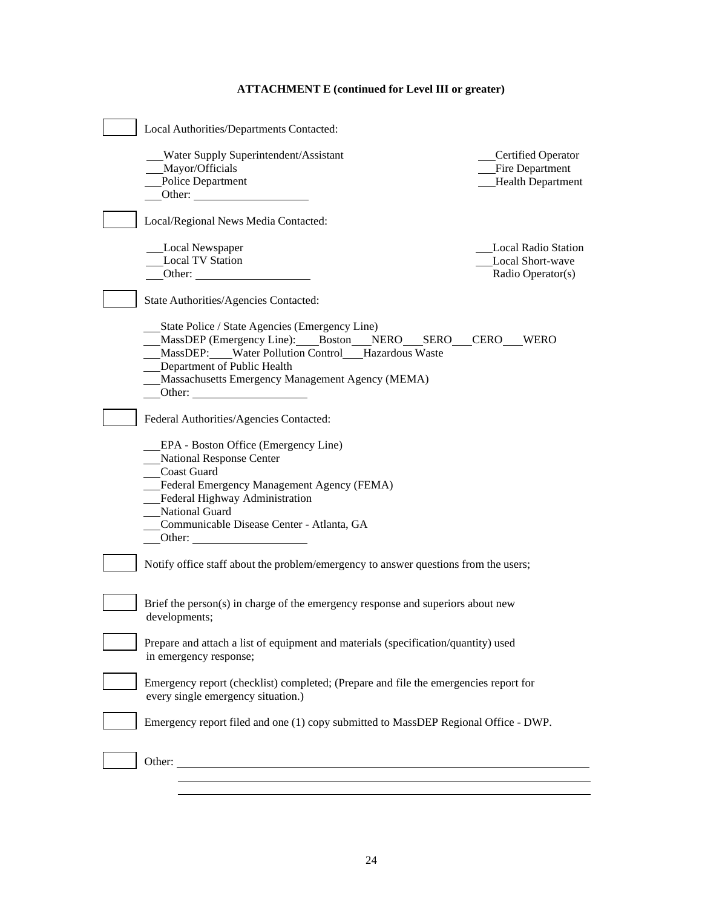**ATTACHMENT E (continued for Level III or greater)**

☐ Local Authorities/Departments Contacted:

- ___Water Supply Superintendent/Assistant
- ___Mayor/Officials
- ___Police Department
- ___Other: ____________________
- ___Certified Operator
- ___Fire Department
- ___Health Department

☐ Local/Regional News Media Contacted:

- ___Local Newspaper
- ___Local TV Station
- ___Other: ____________________
- ___Local Radio Station
- ___Local Short-wave Radio Operator(s)

☐ State Authorities/Agencies Contacted:

- ___State Police / State Agencies (Emergency Line)
- ___MassDEP (Emergency Line): ___Boston ___NERO ___SERO ___CERO ___WERO
- ___MassDEP: ___Water Pollution Control ___Hazardous Waste
- ___Department of Public Health
- ___Massachusetts Emergency Management Agency (MEMA)
- ___Other: ____________________

☐ Federal Authorities/Agencies Contacted:

- ___EPA - Boston Office (Emergency Line)
- ___National Response Center
- ___Coast Guard
- ___Federal Emergency Management Agency (FEMA)
- ___Federal Highway Administration
- ___National Guard
- ___Communicable Disease Center - Atlanta, GA
- ___Other: ____________________

☐ Notify office staff about the problem/emergency to answer questions from the users;

☐ Brief the person(s) in charge of the emergency response and superiors about new developments;

☐ Prepare and attach a list of equipment and materials (specification/quantity) used in emergency response;

☐ Emergency report (checklist) completed; (Prepare and file the emergencies report for every single emergency situation.)

☐ Emergency report filed and one (1) copy submitted to MassDEP Regional Office - DWP.

☐ Other: ______________________________________________________________

______________________________________________________________

______________________________________________________________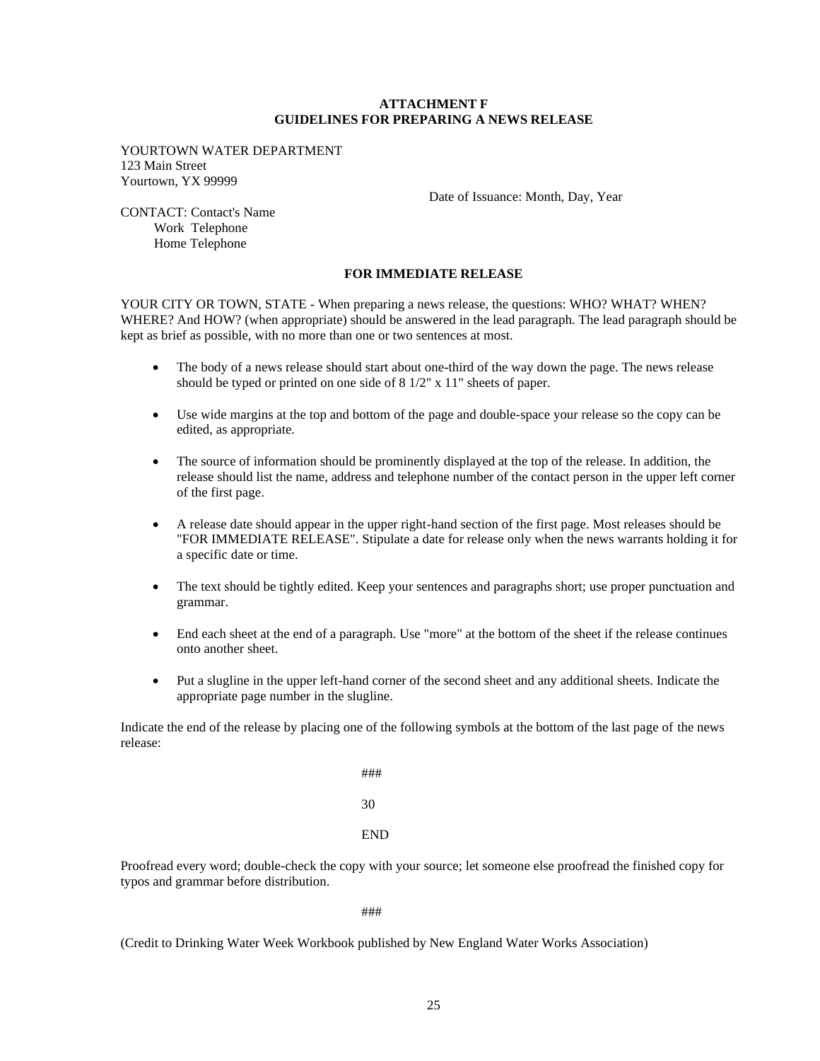**ATTACHMENT F**
**GUIDELINES FOR PREPARING A NEWS RELEASE**

YOURTOWN WATER DEPARTMENT
123 Main Street
Yourtown, YX 99999

Date of Issuance: Month, Day, Year

CONTACT: Contact's Name
Work Telephone
Home Telephone

**FOR IMMEDIATE RELEASE**

YOUR CITY OR TOWN, STATE - When preparing a news release, the questions: WHO? WHAT? WHEN? WHERE? And HOW? (when appropriate) should be answered in the lead paragraph. The lead paragraph should be kept as brief as possible, with no more than one or two sentences at most.

- The body of a news release should start about one-third of the way down the page. The news release should be typed or printed on one side of 8 1/2" x 11" sheets of paper.
- Use wide margins at the top and bottom of the page and double-space your release so the copy can be edited, as appropriate.
- The source of information should be prominently displayed at the top of the release. In addition, the release should list the name, address and telephone number of the contact person in the upper left corner of the first page.
- A release date should appear in the upper right-hand section of the first page. Most releases should be "FOR IMMEDIATE RELEASE". Stipulate a date for release only when the news warrants holding it for a specific date or time.
- The text should be tightly edited. Keep your sentences and paragraphs short; use proper punctuation and grammar.
- End each sheet at the end of a paragraph. Use "more" at the bottom of the sheet if the release continues onto another sheet.
- Put a slugline in the upper left-hand corner of the second sheet and any additional sheets. Indicate the appropriate page number in the slugline.

Indicate the end of the release by placing one of the following symbols at the bottom of the last page of the news release:

###

30

END

Proofread every word; double-check the copy with your source; let someone else proofread the finished copy for typos and grammar before distribution.

###

(Credit to Drinking Water Week Workbook published by New England Water Works Association)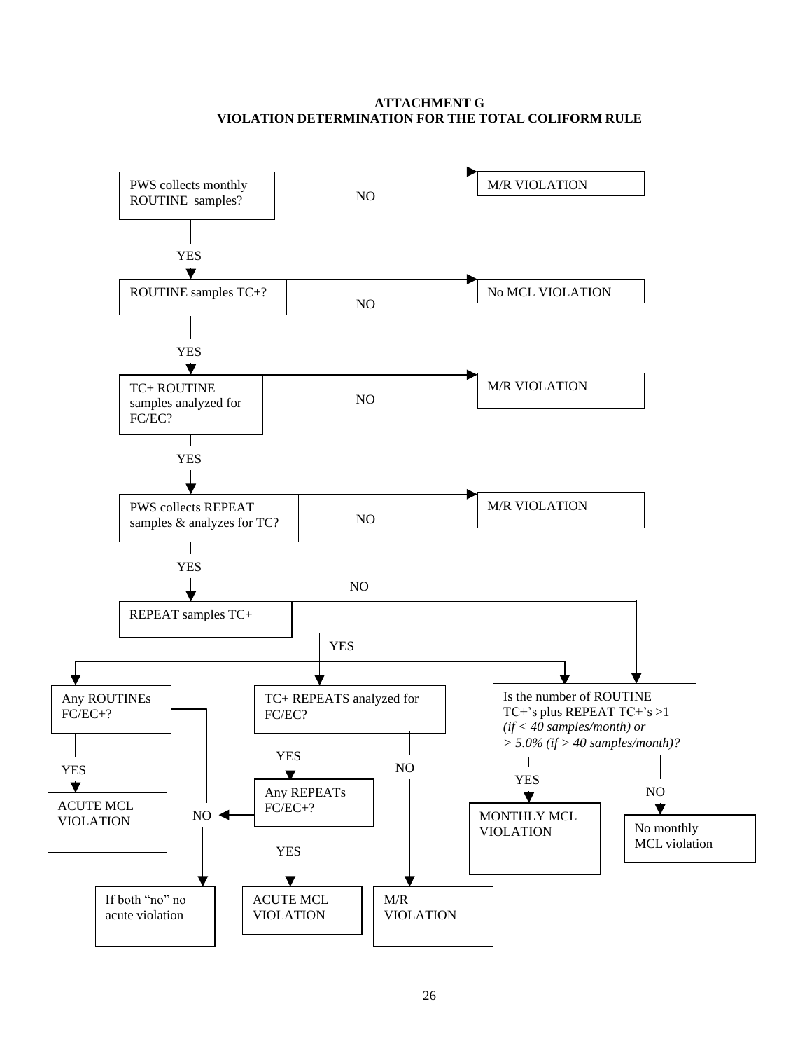**ATTACHMENT G**
**VIOLATION DETERMINATION FOR THE TOTAL COLIFORM RULE**

PWS collects monthly ROUTINE samples?

- NO → M/R VIOLATION
- YES ↓

ROUTINE samples TC+?

- NO → No MCL VIOLATION
- YES ↓

TC+ ROUTINE samples analyzed for FC/EC?

- NO → M/R VIOLATION
- YES ↓

PWS collects REPEAT samples & analyzes for TC?

- NO → M/R VIOLATION
- YES ↓

REPEAT samples TC+

- NO → Is the number of ROUTINE TC+'s plus REPEAT TC+'s >1 *(if < 40 samples/month) or > 5.0% (if > 40 samples/month)?*
- YES → Any ROUTINEs FC/EC+? ; TC+ REPEATS analyzed for FC/EC? ; Is the number of ROUTINE TC+'s plus REPEAT TC+'s >1 *(if < 40 samples/month) or > 5.0% (if > 40 samples/month)?*

Any ROUTINEs FC/EC+?

- YES → ACUTE MCL VIOLATION
- NO → If both "no" no acute violation

TC+ REPEATS analyzed for FC/EC?

- YES → Any REPEATs FC/EC+?
  - YES → ACUTE MCL VIOLATION
  - NO → If both "no" no acute violation
- NO → M/R VIOLATION

Is the number of ROUTINE TC+'s plus REPEAT TC+'s >1 *(if < 40 samples/month) or > 5.0% (if > 40 samples/month)?*

- YES → MONTHLY MCL VIOLATION
- NO → No monthly MCL violation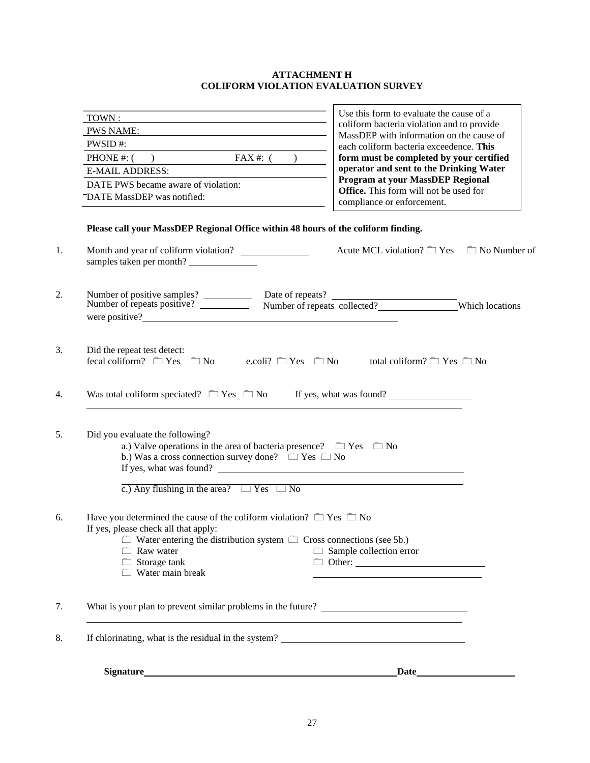**ATTACHMENT H**
**COLIFORM VIOLATION EVALUATION SURVEY**

TOWN :
PWS NAME:
PWSID #:
PHONE #: (     )                    FAX #: (     )
E-MAIL ADDRESS:
DATE PWS became aware of violation:
DATE MassDEP was notified:

Use this form to evaluate the cause of a coliform bacteria violation and to provide MassDEP with information on the cause of each coliform bacteria exceedence. **This form must be completed by your certified operator and sent to the Drinking Water Program at your MassDEP Regional Office.** This form will not be used for compliance or enforcement.

**Please call your MassDEP Regional Office within 48 hours of the coliform finding.**

1. Month and year of coliform violation? ____________ Acute MCL violation? ☐ Yes ☐ No Number of samples taken per month? ____________

2. Number of positive samples? __________ Date of repeats? ______________________
   Number of repeats positive? __________ Number of repeats collected? ______________ Which locations were positive? ______________________________________________

3. Did the repeat test detect:
   fecal coliform? ☐ Yes ☐ No   e.coli? ☐ Yes ☐ No   total coliform? ☐ Yes ☐ No

4. Was total coliform speciated? ☐ Yes ☐ No   If yes, what was found? ______________
   ______________________________________________________________________

5. Did you evaluate the following?
   a.) Valve operations in the area of bacteria presence? ☐ Yes ☐ No
   b.) Was a cross connection survey done? ☐ Yes ☐ No
   If yes, what was found? ______________________________________________
   ______________________________________________________________________
   c.) Any flushing in the area? ☐ Yes ☐ No

6. Have you determined the cause of the coliform violation? ☐ Yes ☐ No
   If yes, please check all that apply:
   - ☐ Water entering the distribution system
   - ☐ Cross connections (see 5b.)
   - ☐ Raw water
   - ☐ Sample collection error
   - ☐ Storage tank
   - ☐ Other: ______________________
   - ☐ Water main break

7. What is your plan to prevent similar problems in the future? ______________________
   ______________________________________________________________________

8. If chlorinating, what is the residual in the system? ______________________________

**Signature**_____________________________________________ **Date**__________________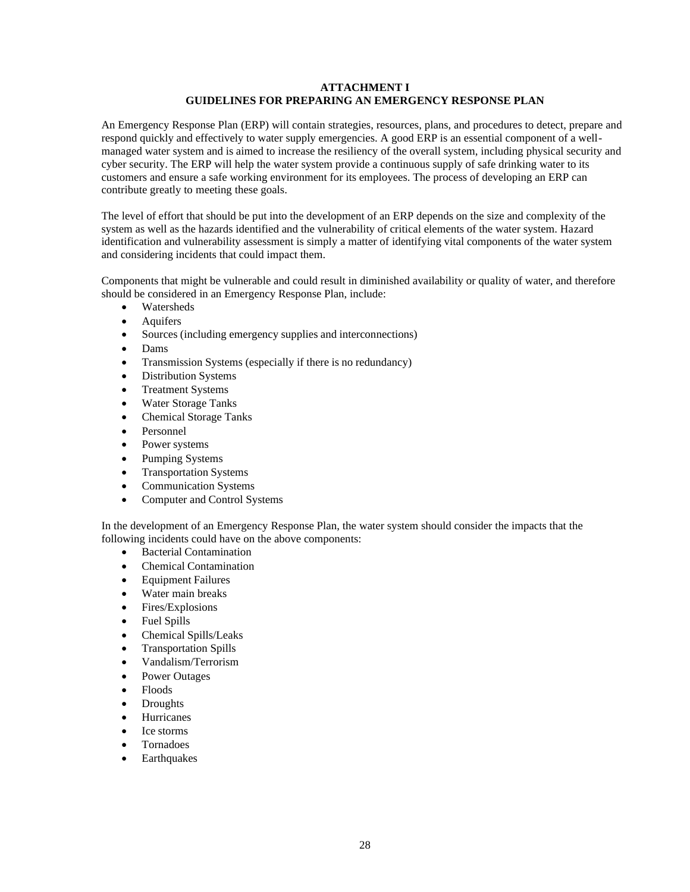# ATTACHMENT I
## GUIDELINES FOR PREPARING AN EMERGENCY RESPONSE PLAN

An Emergency Response Plan (ERP) will contain strategies, resources, plans, and procedures to detect, prepare and respond quickly and effectively to water supply emergencies. A good ERP is an essential component of a well-managed water system and is aimed to increase the resiliency of the overall system, including physical security and cyber security. The ERP will help the water system provide a continuous supply of safe drinking water to its customers and ensure a safe working environment for its employees. The process of developing an ERP can contribute greatly to meeting these goals.

The level of effort that should be put into the development of an ERP depends on the size and complexity of the system as well as the hazards identified and the vulnerability of critical elements of the water system. Hazard identification and vulnerability assessment is simply a matter of identifying vital components of the water system and considering incidents that could impact them.

Components that might be vulnerable and could result in diminished availability or quality of water, and therefore should be considered in an Emergency Response Plan, include:

- Watersheds
- Aquifers
- Sources (including emergency supplies and interconnections)
- Dams
- Transmission Systems (especially if there is no redundancy)
- Distribution Systems
- Treatment Systems
- Water Storage Tanks
- Chemical Storage Tanks
- Personnel
- Power systems
- Pumping Systems
- Transportation Systems
- Communication Systems
- Computer and Control Systems

In the development of an Emergency Response Plan, the water system should consider the impacts that the following incidents could have on the above components:

- Bacterial Contamination
- Chemical Contamination
- Equipment Failures
- Water main breaks
- Fires/Explosions
- Fuel Spills
- Chemical Spills/Leaks
- Transportation Spills
- Vandalism/Terrorism
- Power Outages
- Floods
- Droughts
- Hurricanes
- Ice storms
- Tornadoes
- Earthquakes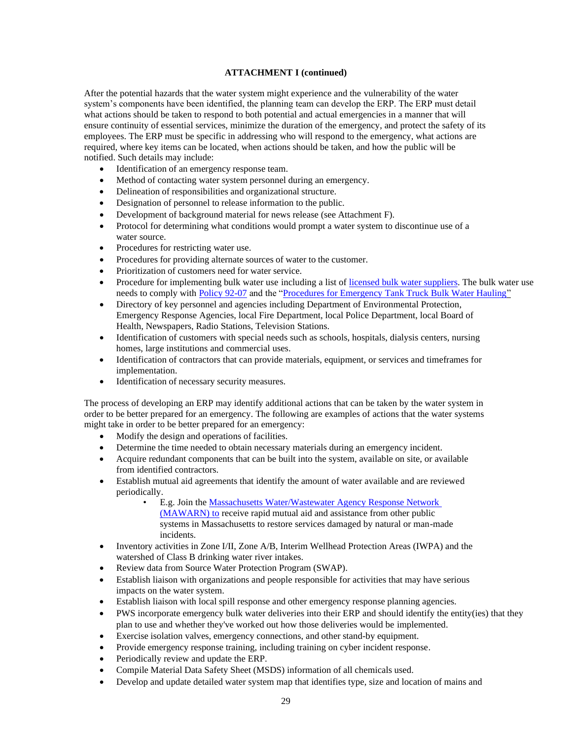**ATTACHMENT I (continued)**

After the potential hazards that the water system might experience and the vulnerability of the water system's components have been identified, the planning team can develop the ERP. The ERP must detail what actions should be taken to respond to both potential and actual emergencies in a manner that will ensure continuity of essential services, minimize the duration of the emergency, and protect the safety of its employees. The ERP must be specific in addressing who will respond to the emergency, what actions are required, where key items can be located, when actions should be taken, and how the public will be notified. Such details may include:

- Identification of an emergency response team.
- Method of contacting water system personnel during an emergency.
- Delineation of responsibilities and organizational structure.
- Designation of personnel to release information to the public.
- Development of background material for news release (see Attachment F).
- Protocol for determining what conditions would prompt a water system to discontinue use of a water source.
- Procedures for restricting water use.
- Procedures for providing alternate sources of water to the customer.
- Prioritization of customers need for water service.
- Procedure for implementing bulk water use including a list of licensed bulk water suppliers. The bulk water use needs to comply with Policy 92-07 and the "Procedures for Emergency Tank Truck Bulk Water Hauling"
- Directory of key personnel and agencies including Department of Environmental Protection, Emergency Response Agencies, local Fire Department, local Police Department, local Board of Health, Newspapers, Radio Stations, Television Stations.
- Identification of customers with special needs such as schools, hospitals, dialysis centers, nursing homes, large institutions and commercial uses.
- Identification of contractors that can provide materials, equipment, or services and timeframes for implementation.
- Identification of necessary security measures.

The process of developing an ERP may identify additional actions that can be taken by the water system in order to be better prepared for an emergency. The following are examples of actions that the water systems might take in order to be better prepared for an emergency:

- Modify the design and operations of facilities.
- Determine the time needed to obtain necessary materials during an emergency incident.
- Acquire redundant components that can be built into the system, available on site, or available from identified contractors.
- Establish mutual aid agreements that identify the amount of water available and are reviewed periodically.
  - E.g. Join the Massachusetts Water/Wastewater Agency Response Network (MAWARN) to receive rapid mutual aid and assistance from other public systems in Massachusetts to restore services damaged by natural or man-made incidents.
- Inventory activities in Zone I/II, Zone A/B, Interim Wellhead Protection Areas (IWPA) and the watershed of Class B drinking water river intakes.
- Review data from Source Water Protection Program (SWAP).
- Establish liaison with organizations and people responsible for activities that may have serious impacts on the water system.
- Establish liaison with local spill response and other emergency response planning agencies.
- PWS incorporate emergency bulk water deliveries into their ERP and should identify the entity(ies) that they plan to use and whether they've worked out how those deliveries would be implemented.
- Exercise isolation valves, emergency connections, and other stand-by equipment.
- Provide emergency response training, including training on cyber incident response.
- Periodically review and update the ERP.
- Compile Material Data Safety Sheet (MSDS) information of all chemicals used.
- Develop and update detailed water system map that identifies type, size and location of mains and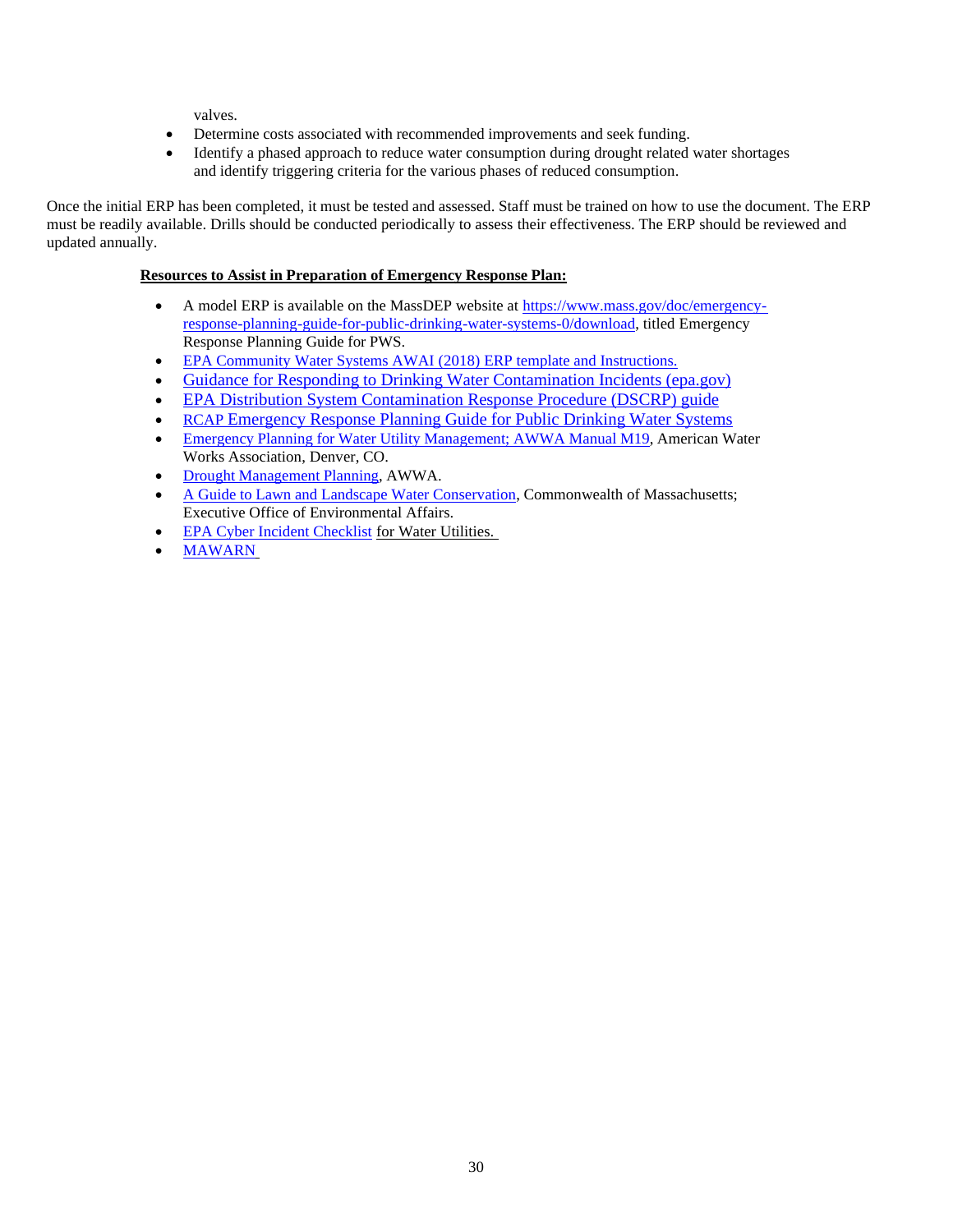valves.

- Determine costs associated with recommended improvements and seek funding.
- Identify a phased approach to reduce water consumption during drought related water shortages and identify triggering criteria for the various phases of reduced consumption.

Once the initial ERP has been completed, it must be tested and assessed. Staff must be trained on how to use the document. The ERP must be readily available. Drills should be conducted periodically to assess their effectiveness. The ERP should be reviewed and updated annually.

**Resources to Assist in Preparation of Emergency Response Plan:**

- A model ERP is available on the MassDEP website at https://www.mass.gov/doc/emergency-response-planning-guide-for-public-drinking-water-systems-0/download, titled Emergency Response Planning Guide for PWS.
- EPA Community Water Systems AWAI (2018) ERP template and Instructions.
- Guidance for Responding to Drinking Water Contamination Incidents (epa.gov)
- EPA Distribution System Contamination Response Procedure (DSCRP) guide
- RCAP Emergency Response Planning Guide for Public Drinking Water Systems
- Emergency Planning for Water Utility Management; AWWA Manual M19, American Water Works Association, Denver, CO.
- Drought Management Planning, AWWA.
- A Guide to Lawn and Landscape Water Conservation, Commonwealth of Massachusetts; Executive Office of Environmental Affairs.
- EPA Cyber Incident Checklist for Water Utilities.
- MAWARN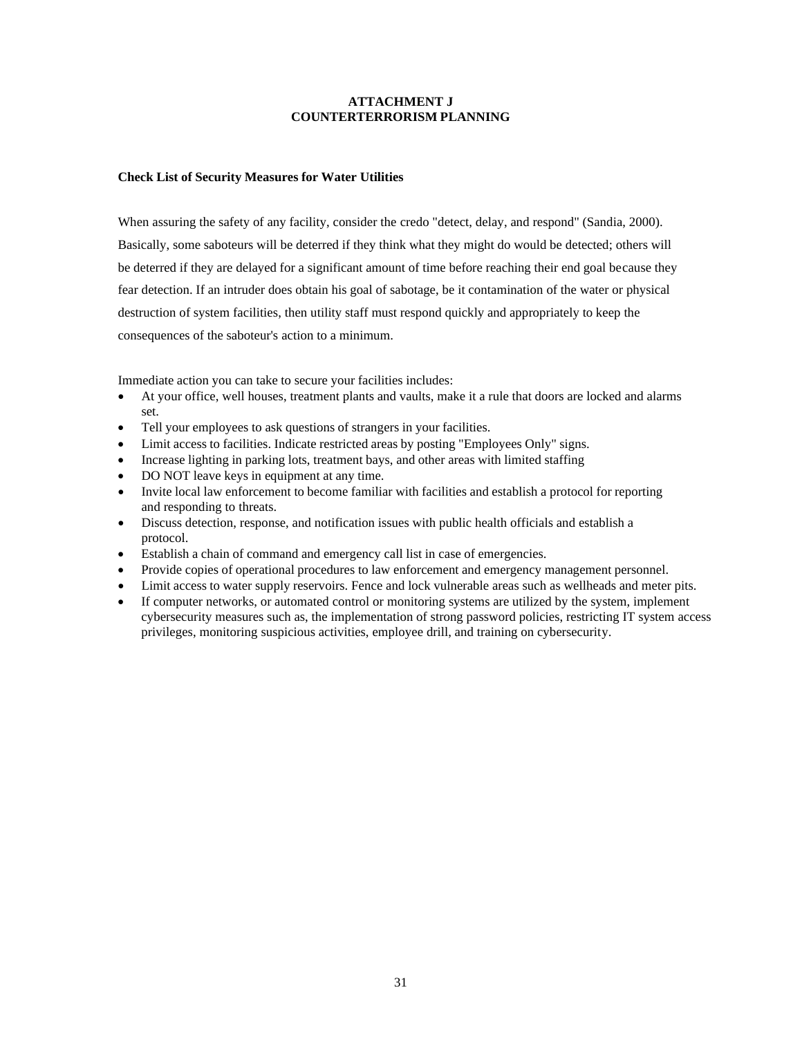# ATTACHMENT J
# COUNTERTERRORISM PLANNING

**Check List of Security Measures for Water Utilities**

When assuring the safety of any facility, consider the credo "detect, delay, and respond" (Sandia, 2000). Basically, some saboteurs will be deterred if they think what they might do would be detected; others will be deterred if they are delayed for a significant amount of time before reaching their end goal because they fear detection. If an intruder does obtain his goal of sabotage, be it contamination of the water or physical destruction of system facilities, then utility staff must respond quickly and appropriately to keep the consequences of the saboteur's action to a minimum.

Immediate action you can take to secure your facilities includes:

- At your office, well houses, treatment plants and vaults, make it a rule that doors are locked and alarms set.
- Tell your employees to ask questions of strangers in your facilities.
- Limit access to facilities. Indicate restricted areas by posting "Employees Only" signs.
- Increase lighting in parking lots, treatment bays, and other areas with limited staffing
- DO NOT leave keys in equipment at any time.
- Invite local law enforcement to become familiar with facilities and establish a protocol for reporting and responding to threats.
- Discuss detection, response, and notification issues with public health officials and establish a protocol.
- Establish a chain of command and emergency call list in case of emergencies.
- Provide copies of operational procedures to law enforcement and emergency management personnel.
- Limit access to water supply reservoirs. Fence and lock vulnerable areas such as wellheads and meter pits.
- If computer networks, or automated control or monitoring systems are utilized by the system, implement cybersecurity measures such as, the implementation of strong password policies, restricting IT system access privileges, monitoring suspicious activities, employee drill, and training on cybersecurity.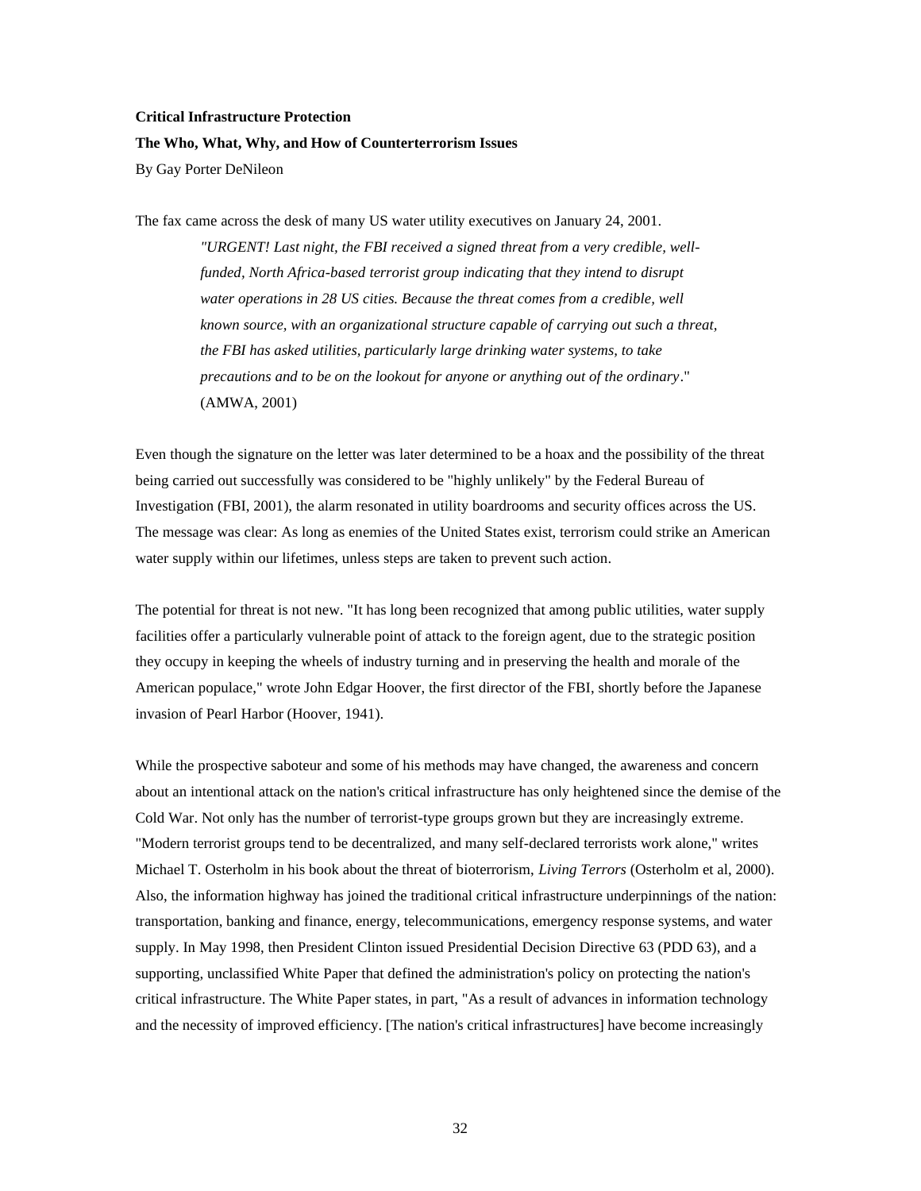**Critical Infrastructure Protection**

**The Who, What, Why, and How of Counterterrorism Issues**

By Gay Porter DeNileon

The fax came across the desk of many US water utility executives on January 24, 2001.

> *"URGENT! Last night, the FBI received a signed threat from a very credible, well-funded, North Africa-based terrorist group indicating that they intend to disrupt water operations in 28 US cities. Because the threat comes from a credible, well known source, with an organizational structure capable of carrying out such a threat, the FBI has asked utilities, particularly large drinking water systems, to take precautions and to be on the lookout for anyone or anything out of the ordinary*." (AMWA, 2001)

Even though the signature on the letter was later determined to be a hoax and the possibility of the threat being carried out successfully was considered to be "highly unlikely" by the Federal Bureau of Investigation (FBI, 2001), the alarm resonated in utility boardrooms and security offices across the US. The message was clear: As long as enemies of the United States exist, terrorism could strike an American water supply within our lifetimes, unless steps are taken to prevent such action.

The potential for threat is not new. "It has long been recognized that among public utilities, water supply facilities offer a particularly vulnerable point of attack to the foreign agent, due to the strategic position they occupy in keeping the wheels of industry turning and in preserving the health and morale of the American populace," wrote John Edgar Hoover, the first director of the FBI, shortly before the Japanese invasion of Pearl Harbor (Hoover, 1941).

While the prospective saboteur and some of his methods may have changed, the awareness and concern about an intentional attack on the nation's critical infrastructure has only heightened since the demise of the Cold War. Not only has the number of terrorist-type groups grown but they are increasingly extreme. "Modern terrorist groups tend to be decentralized, and many self-declared terrorists work alone," writes Michael T. Osterholm in his book about the threat of bioterrorism, *Living Terrors* (Osterholm et al, 2000). Also, the information highway has joined the traditional critical infrastructure underpinnings of the nation: transportation, banking and finance, energy, telecommunications, emergency response systems, and water supply. In May 1998, then President Clinton issued Presidential Decision Directive 63 (PDD 63), and a supporting, unclassified White Paper that defined the administration's policy on protecting the nation's critical infrastructure. The White Paper states, in part, "As a result of advances in information technology and the necessity of improved efficiency. [The nation's critical infrastructures] have become increasingly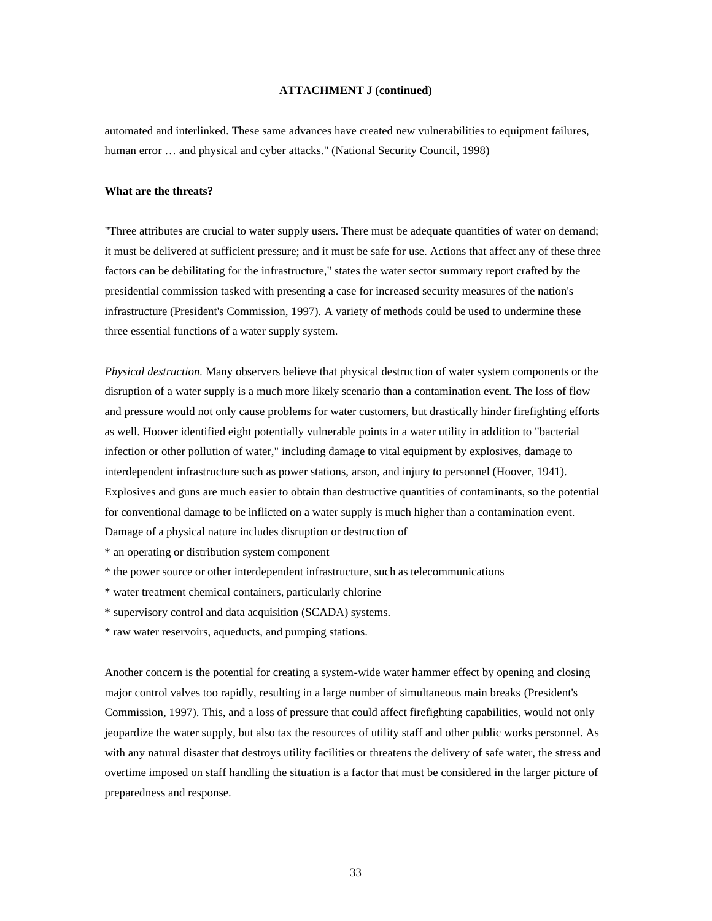**ATTACHMENT J (continued)**

automated and interlinked. These same advances have created new vulnerabilities to equipment failures, human error … and physical and cyber attacks." (National Security Council, 1998)

**What are the threats?**

"Three attributes are crucial to water supply users. There must be adequate quantities of water on demand; it must be delivered at sufficient pressure; and it must be safe for use. Actions that affect any of these three factors can be debilitating for the infrastructure," states the water sector summary report crafted by the presidential commission tasked with presenting a case for increased security measures of the nation's infrastructure (President's Commission, 1997). A variety of methods could be used to undermine these three essential functions of a water supply system.

*Physical destruction.* Many observers believe that physical destruction of water system components or the disruption of a water supply is a much more likely scenario than a contamination event. The loss of flow and pressure would not only cause problems for water customers, but drastically hinder firefighting efforts as well. Hoover identified eight potentially vulnerable points in a water utility in addition to "bacterial infection or other pollution of water," including damage to vital equipment by explosives, damage to interdependent infrastructure such as power stations, arson, and injury to personnel (Hoover, 1941). Explosives and guns are much easier to obtain than destructive quantities of contaminants, so the potential for conventional damage to be inflicted on a water supply is much higher than a contamination event. Damage of a physical nature includes disruption or destruction of

* an operating or distribution system component
* the power source or other interdependent infrastructure, such as telecommunications
* water treatment chemical containers, particularly chlorine
* supervisory control and data acquisition (SCADA) systems.
* raw water reservoirs, aqueducts, and pumping stations.

Another concern is the potential for creating a system-wide water hammer effect by opening and closing major control valves too rapidly, resulting in a large number of simultaneous main breaks (President's Commission, 1997). This, and a loss of pressure that could affect firefighting capabilities, would not only jeopardize the water supply, but also tax the resources of utility staff and other public works personnel. As with any natural disaster that destroys utility facilities or threatens the delivery of safe water, the stress and overtime imposed on staff handling the situation is a factor that must be considered in the larger picture of preparedness and response.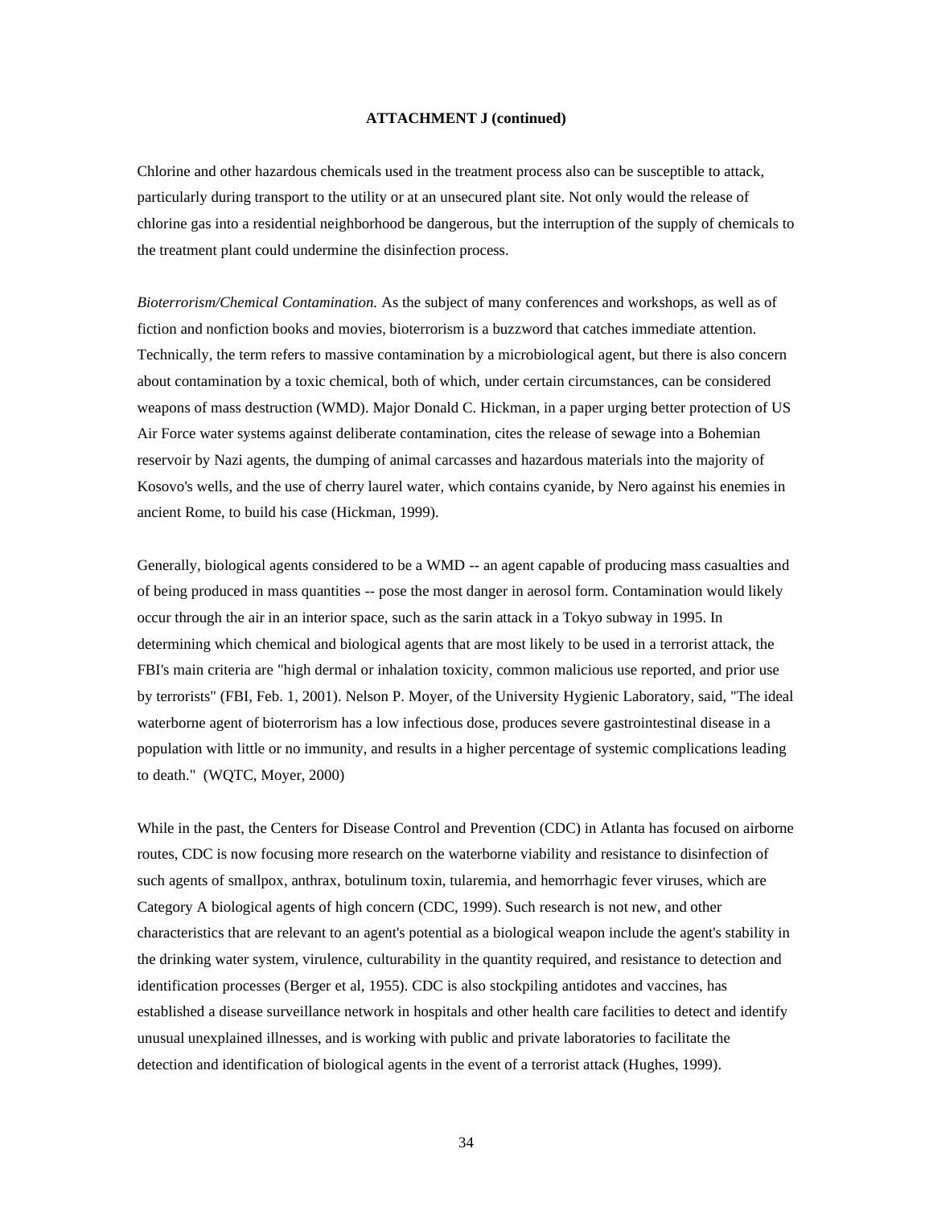**ATTACHMENT J (continued)**

Chlorine and other hazardous chemicals used in the treatment process also can be susceptible to attack, particularly during transport to the utility or at an unsecured plant site. Not only would the release of chlorine gas into a residential neighborhood be dangerous, but the interruption of the supply of chemicals to the treatment plant could undermine the disinfection process.

*Bioterrorism/Chemical Contamination.* As the subject of many conferences and workshops, as well as of fiction and nonfiction books and movies, bioterrorism is a buzzword that catches immediate attention. Technically, the term refers to massive contamination by a microbiological agent, but there is also concern about contamination by a toxic chemical, both of which, under certain circumstances, can be considered weapons of mass destruction (WMD). Major Donald C. Hickman, in a paper urging better protection of US Air Force water systems against deliberate contamination, cites the release of sewage into a Bohemian reservoir by Nazi agents, the dumping of animal carcasses and hazardous materials into the majority of Kosovo's wells, and the use of cherry laurel water, which contains cyanide, by Nero against his enemies in ancient Rome, to build his case (Hickman, 1999).

Generally, biological agents considered to be a WMD -- an agent capable of producing mass casualties and of being produced in mass quantities -- pose the most danger in aerosol form. Contamination would likely occur through the air in an interior space, such as the sarin attack in a Tokyo subway in 1995. In determining which chemical and biological agents that are most likely to be used in a terrorist attack, the FBI's main criteria are "high dermal or inhalation toxicity, common malicious use reported, and prior use by terrorists" (FBI, Feb. 1, 2001). Nelson P. Moyer, of the University Hygienic Laboratory, said, "The ideal waterborne agent of bioterrorism has a low infectious dose, produces severe gastrointestinal disease in a population with little or no immunity, and results in a higher percentage of systemic complications leading to death." (WQTC, Moyer, 2000)

While in the past, the Centers for Disease Control and Prevention (CDC) in Atlanta has focused on airborne routes, CDC is now focusing more research on the waterborne viability and resistance to disinfection of such agents of smallpox, anthrax, botulinum toxin, tularemia, and hemorrhagic fever viruses, which are Category A biological agents of high concern (CDC, 1999). Such research is not new, and other characteristics that are relevant to an agent's potential as a biological weapon include the agent's stability in the drinking water system, virulence, culturability in the quantity required, and resistance to detection and identification processes (Berger et al, 1955). CDC is also stockpiling antidotes and vaccines, has established a disease surveillance network in hospitals and other health care facilities to detect and identify unusual unexplained illnesses, and is working with public and private laboratories to facilitate the detection and identification of biological agents in the event of a terrorist attack (Hughes, 1999).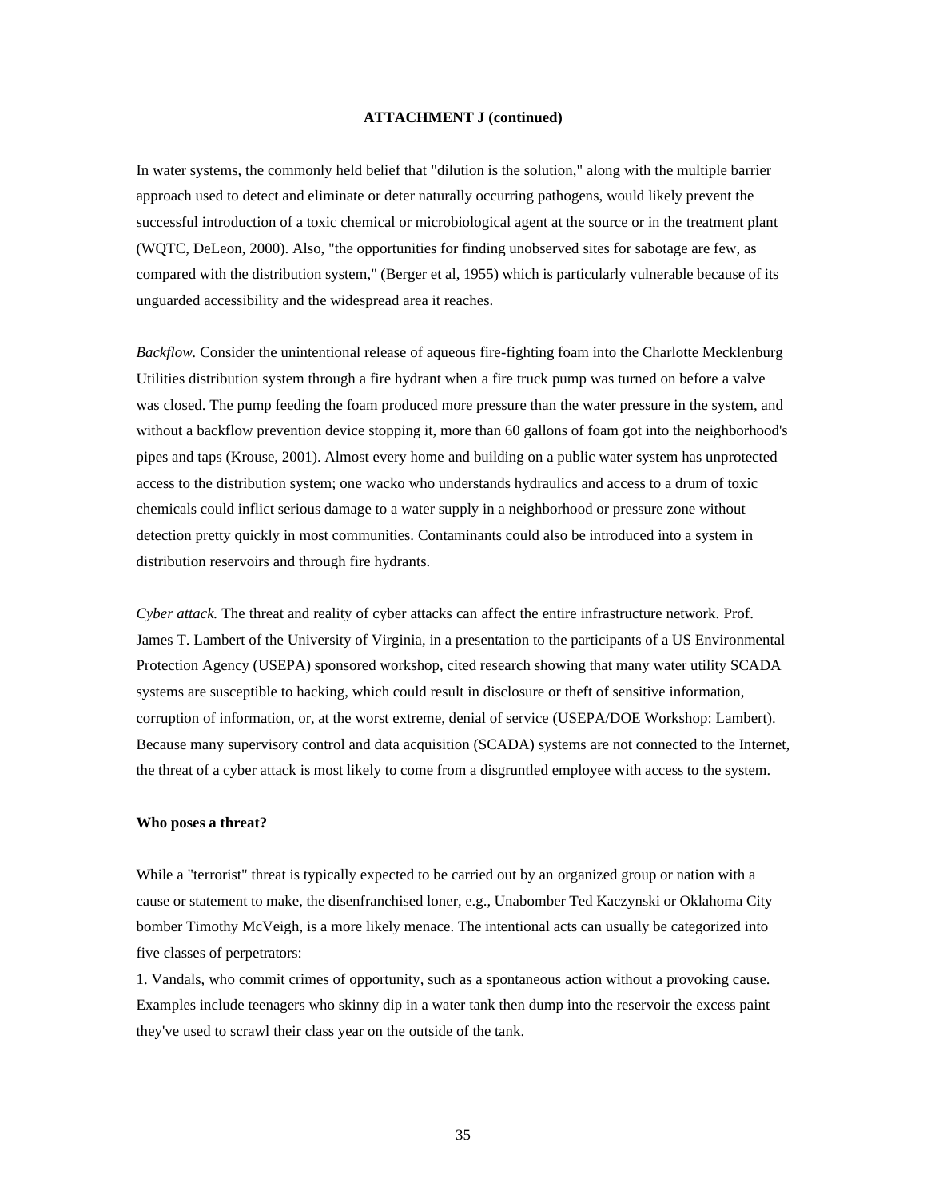**ATTACHMENT J (continued)**

In water systems, the commonly held belief that "dilution is the solution," along with the multiple barrier approach used to detect and eliminate or deter naturally occurring pathogens, would likely prevent the successful introduction of a toxic chemical or microbiological agent at the source or in the treatment plant (WQTC, DeLeon, 2000). Also, "the opportunities for finding unobserved sites for sabotage are few, as compared with the distribution system," (Berger et al, 1955) which is particularly vulnerable because of its unguarded accessibility and the widespread area it reaches.

*Backflow.* Consider the unintentional release of aqueous fire-fighting foam into the Charlotte Mecklenburg Utilities distribution system through a fire hydrant when a fire truck pump was turned on before a valve was closed. The pump feeding the foam produced more pressure than the water pressure in the system, and without a backflow prevention device stopping it, more than 60 gallons of foam got into the neighborhood's pipes and taps (Krouse, 2001). Almost every home and building on a public water system has unprotected access to the distribution system; one wacko who understands hydraulics and access to a drum of toxic chemicals could inflict serious damage to a water supply in a neighborhood or pressure zone without detection pretty quickly in most communities. Contaminants could also be introduced into a system in distribution reservoirs and through fire hydrants.

*Cyber attack.* The threat and reality of cyber attacks can affect the entire infrastructure network. Prof. James T. Lambert of the University of Virginia, in a presentation to the participants of a US Environmental Protection Agency (USEPA) sponsored workshop, cited research showing that many water utility SCADA systems are susceptible to hacking, which could result in disclosure or theft of sensitive information, corruption of information, or, at the worst extreme, denial of service (USEPA/DOE Workshop: Lambert). Because many supervisory control and data acquisition (SCADA) systems are not connected to the Internet, the threat of a cyber attack is most likely to come from a disgruntled employee with access to the system.

**Who poses a threat?**

While a "terrorist" threat is typically expected to be carried out by an organized group or nation with a cause or statement to make, the disenfranchised loner, e.g., Unabomber Ted Kaczynski or Oklahoma City bomber Timothy McVeigh, is a more likely menace. The intentional acts can usually be categorized into five classes of perpetrators:

1. Vandals, who commit crimes of opportunity, such as a spontaneous action without a provoking cause. Examples include teenagers who skinny dip in a water tank then dump into the reservoir the excess paint they've used to scrawl their class year on the outside of the tank.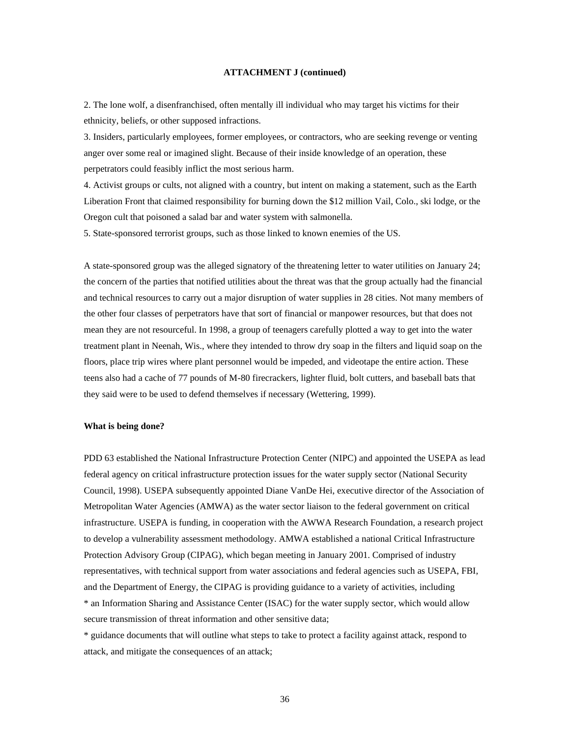**ATTACHMENT J (continued)**

2. The lone wolf, a disenfranchised, often mentally ill individual who may target his victims for their ethnicity, beliefs, or other supposed infractions.
3. Insiders, particularly employees, former employees, or contractors, who are seeking revenge or venting anger over some real or imagined slight. Because of their inside knowledge of an operation, these perpetrators could feasibly inflict the most serious harm.
4. Activist groups or cults, not aligned with a country, but intent on making a statement, such as the Earth Liberation Front that claimed responsibility for burning down the $12 million Vail, Colo., ski lodge, or the Oregon cult that poisoned a salad bar and water system with salmonella.
5. State-sponsored terrorist groups, such as those linked to known enemies of the US.

A state-sponsored group was the alleged signatory of the threatening letter to water utilities on January 24; the concern of the parties that notified utilities about the threat was that the group actually had the financial and technical resources to carry out a major disruption of water supplies in 28 cities. Not many members of the other four classes of perpetrators have that sort of financial or manpower resources, but that does not mean they are not resourceful. In 1998, a group of teenagers carefully plotted a way to get into the water treatment plant in Neenah, Wis., where they intended to throw dry soap in the filters and liquid soap on the floors, place trip wires where plant personnel would be impeded, and videotape the entire action. These teens also had a cache of 77 pounds of M-80 firecrackers, lighter fluid, bolt cutters, and baseball bats that they said were to be used to defend themselves if necessary (Wettering, 1999).

**What is being done?**

PDD 63 established the National Infrastructure Protection Center (NIPC) and appointed the USEPA as lead federal agency on critical infrastructure protection issues for the water supply sector (National Security Council, 1998). USEPA subsequently appointed Diane VanDe Hei, executive director of the Association of Metropolitan Water Agencies (AMWA) as the water sector liaison to the federal government on critical infrastructure. USEPA is funding, in cooperation with the AWWA Research Foundation, a research project to develop a vulnerability assessment methodology. AMWA established a national Critical Infrastructure Protection Advisory Group (CIPAG), which began meeting in January 2001. Comprised of industry representatives, with technical support from water associations and federal agencies such as USEPA, FBI, and the Department of Energy, the CIPAG is providing guidance to a variety of activities, including

* an Information Sharing and Assistance Center (ISAC) for the water supply sector, which would allow secure transmission of threat information and other sensitive data;
* guidance documents that will outline what steps to take to protect a facility against attack, respond to attack, and mitigate the consequences of an attack;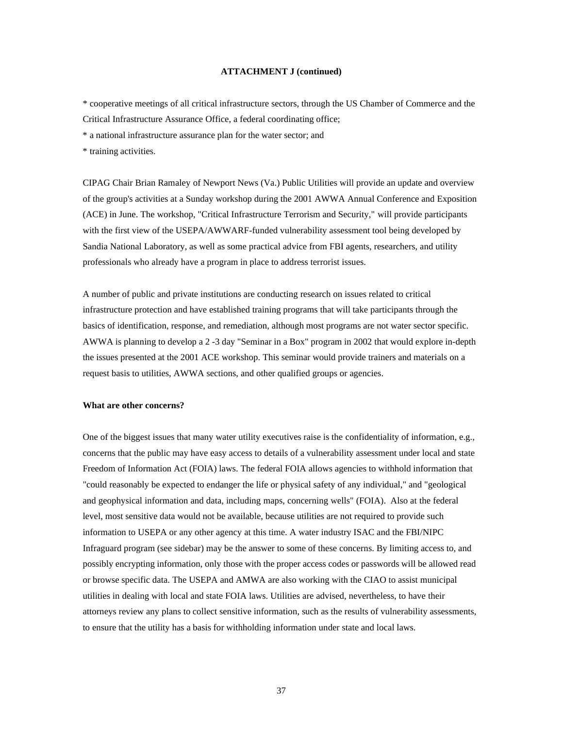**ATTACHMENT J (continued)**

* cooperative meetings of all critical infrastructure sectors, through the US Chamber of Commerce and the Critical Infrastructure Assurance Office, a federal coordinating office;
* a national infrastructure assurance plan for the water sector; and
* training activities.

CIPAG Chair Brian Ramaley of Newport News (Va.) Public Utilities will provide an update and overview of the group's activities at a Sunday workshop during the 2001 AWWA Annual Conference and Exposition (ACE) in June. The workshop, "Critical Infrastructure Terrorism and Security," will provide participants with the first view of the USEPA/AWWARF-funded vulnerability assessment tool being developed by Sandia National Laboratory, as well as some practical advice from FBI agents, researchers, and utility professionals who already have a program in place to address terrorist issues.

A number of public and private institutions are conducting research on issues related to critical infrastructure protection and have established training programs that will take participants through the basics of identification, response, and remediation, although most programs are not water sector specific. AWWA is planning to develop a 2 -3 day "Seminar in a Box" program in 2002 that would explore in-depth the issues presented at the 2001 ACE workshop. This seminar would provide trainers and materials on a request basis to utilities, AWWA sections, and other qualified groups or agencies.

**What are other concerns?**

One of the biggest issues that many water utility executives raise is the confidentiality of information, e.g., concerns that the public may have easy access to details of a vulnerability assessment under local and state Freedom of Information Act (FOIA) laws. The federal FOIA allows agencies to withhold information that "could reasonably be expected to endanger the life or physical safety of any individual," and "geological and geophysical information and data, including maps, concerning wells" (FOIA). Also at the federal level, most sensitive data would not be available, because utilities are not required to provide such information to USEPA or any other agency at this time. A water industry ISAC and the FBI/NIPC Infraguard program (see sidebar) may be the answer to some of these concerns. By limiting access to, and possibly encrypting information, only those with the proper access codes or passwords will be allowed read or browse specific data. The USEPA and AMWA are also working with the CIAO to assist municipal utilities in dealing with local and state FOIA laws. Utilities are advised, nevertheless, to have their attorneys review any plans to collect sensitive information, such as the results of vulnerability assessments, to ensure that the utility has a basis for withholding information under state and local laws.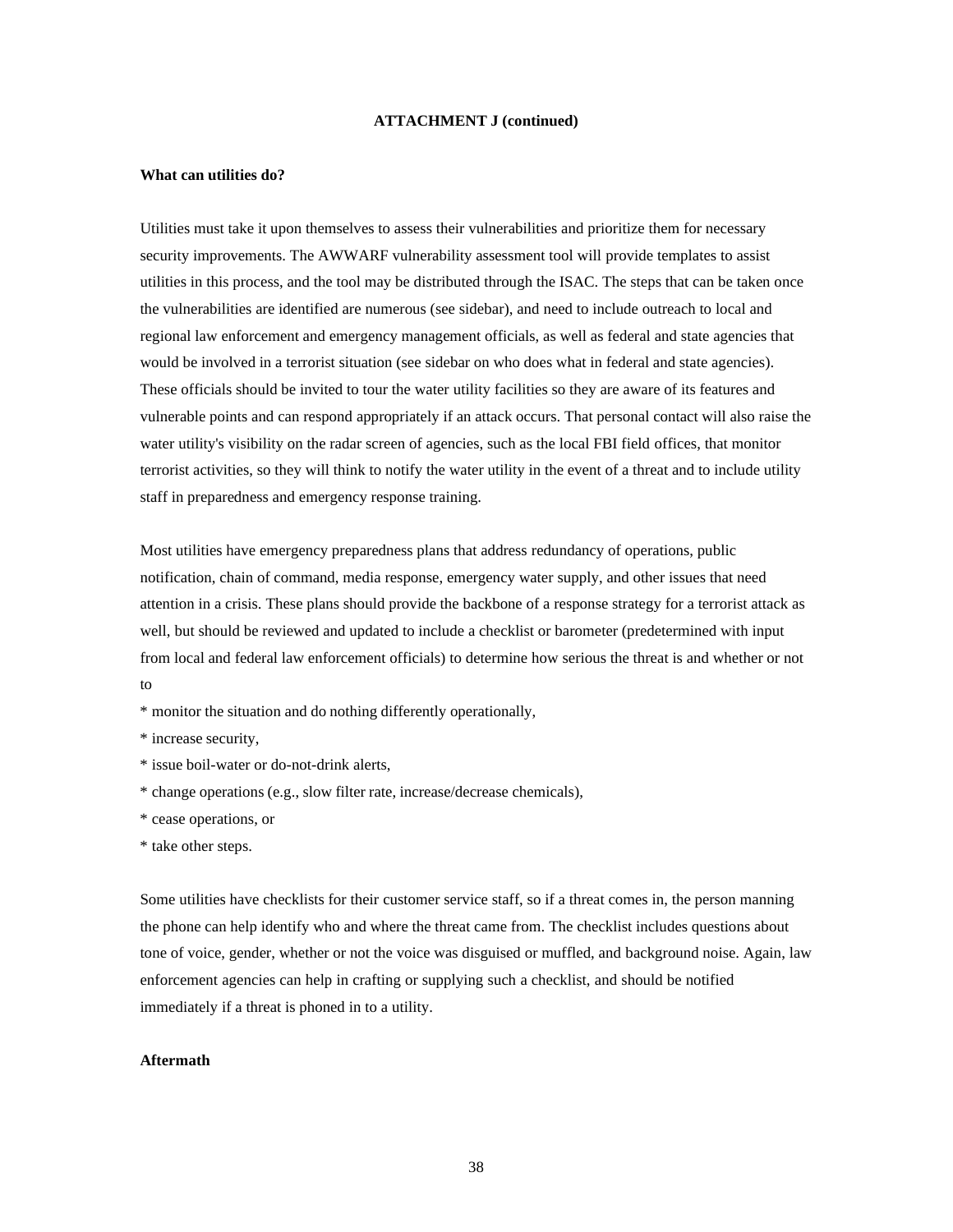**ATTACHMENT J (continued)**

**What can utilities do?**

Utilities must take it upon themselves to assess their vulnerabilities and prioritize them for necessary security improvements. The AWWARF vulnerability assessment tool will provide templates to assist utilities in this process, and the tool may be distributed through the ISAC. The steps that can be taken once the vulnerabilities are identified are numerous (see sidebar), and need to include outreach to local and regional law enforcement and emergency management officials, as well as federal and state agencies that would be involved in a terrorist situation (see sidebar on who does what in federal and state agencies). These officials should be invited to tour the water utility facilities so they are aware of its features and vulnerable points and can respond appropriately if an attack occurs. That personal contact will also raise the water utility's visibility on the radar screen of agencies, such as the local FBI field offices, that monitor terrorist activities, so they will think to notify the water utility in the event of a threat and to include utility staff in preparedness and emergency response training.

Most utilities have emergency preparedness plans that address redundancy of operations, public notification, chain of command, media response, emergency water supply, and other issues that need attention in a crisis. These plans should provide the backbone of a response strategy for a terrorist attack as well, but should be reviewed and updated to include a checklist or barometer (predetermined with input from local and federal law enforcement officials) to determine how serious the threat is and whether or not to

* monitor the situation and do nothing differently operationally,
* increase security,
* issue boil-water or do-not-drink alerts,
* change operations (e.g., slow filter rate, increase/decrease chemicals),
* cease operations, or
* take other steps.

Some utilities have checklists for their customer service staff, so if a threat comes in, the person manning the phone can help identify who and where the threat came from. The checklist includes questions about tone of voice, gender, whether or not the voice was disguised or muffled, and background noise. Again, law enforcement agencies can help in crafting or supplying such a checklist, and should be notified immediately if a threat is phoned in to a utility.

**Aftermath**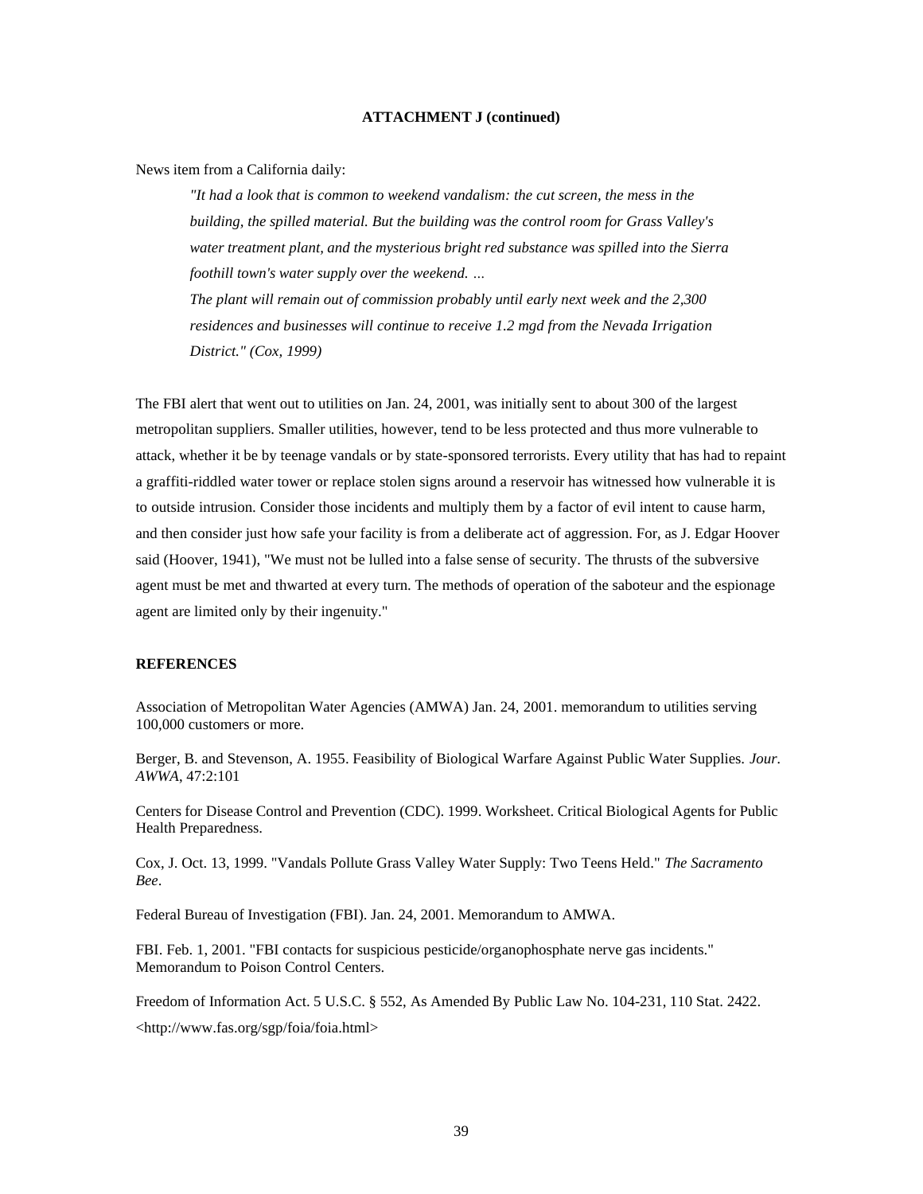**ATTACHMENT J (continued)**

News item from a California daily:

> *"It had a look that is common to weekend vandalism: the cut screen, the mess in the building, the spilled material. But the building was the control room for Grass Valley's water treatment plant, and the mysterious bright red substance was spilled into the Sierra foothill town's water supply over the weekend. …*
>
> *The plant will remain out of commission probably until early next week and the 2,300 residences and businesses will continue to receive 1.2 mgd from the Nevada Irrigation District." (Cox, 1999)*

The FBI alert that went out to utilities on Jan. 24, 2001, was initially sent to about 300 of the largest metropolitan suppliers. Smaller utilities, however, tend to be less protected and thus more vulnerable to attack, whether it be by teenage vandals or by state-sponsored terrorists. Every utility that has had to repaint a graffiti-riddled water tower or replace stolen signs around a reservoir has witnessed how vulnerable it is to outside intrusion. Consider those incidents and multiply them by a factor of evil intent to cause harm, and then consider just how safe your facility is from a deliberate act of aggression. For, as J. Edgar Hoover said (Hoover, 1941), "We must not be lulled into a false sense of security. The thrusts of the subversive agent must be met and thwarted at every turn. The methods of operation of the saboteur and the espionage agent are limited only by their ingenuity."

**REFERENCES**

Association of Metropolitan Water Agencies (AMWA) Jan. 24, 2001. memorandum to utilities serving 100,000 customers or more.

Berger, B. and Stevenson, A. 1955. Feasibility of Biological Warfare Against Public Water Supplies. *Jour. AWWA*, 47:2:101

Centers for Disease Control and Prevention (CDC). 1999. Worksheet. Critical Biological Agents for Public Health Preparedness.

Cox, J. Oct. 13, 1999. "Vandals Pollute Grass Valley Water Supply: Two Teens Held." *The Sacramento Bee*.

Federal Bureau of Investigation (FBI). Jan. 24, 2001. Memorandum to AMWA.

FBI. Feb. 1, 2001. "FBI contacts for suspicious pesticide/organophosphate nerve gas incidents." Memorandum to Poison Control Centers.

Freedom of Information Act. 5 U.S.C. § 552, As Amended By Public Law No. 104-231, 110 Stat. 2422. <http://www.fas.org/sgp/foia/foia.html>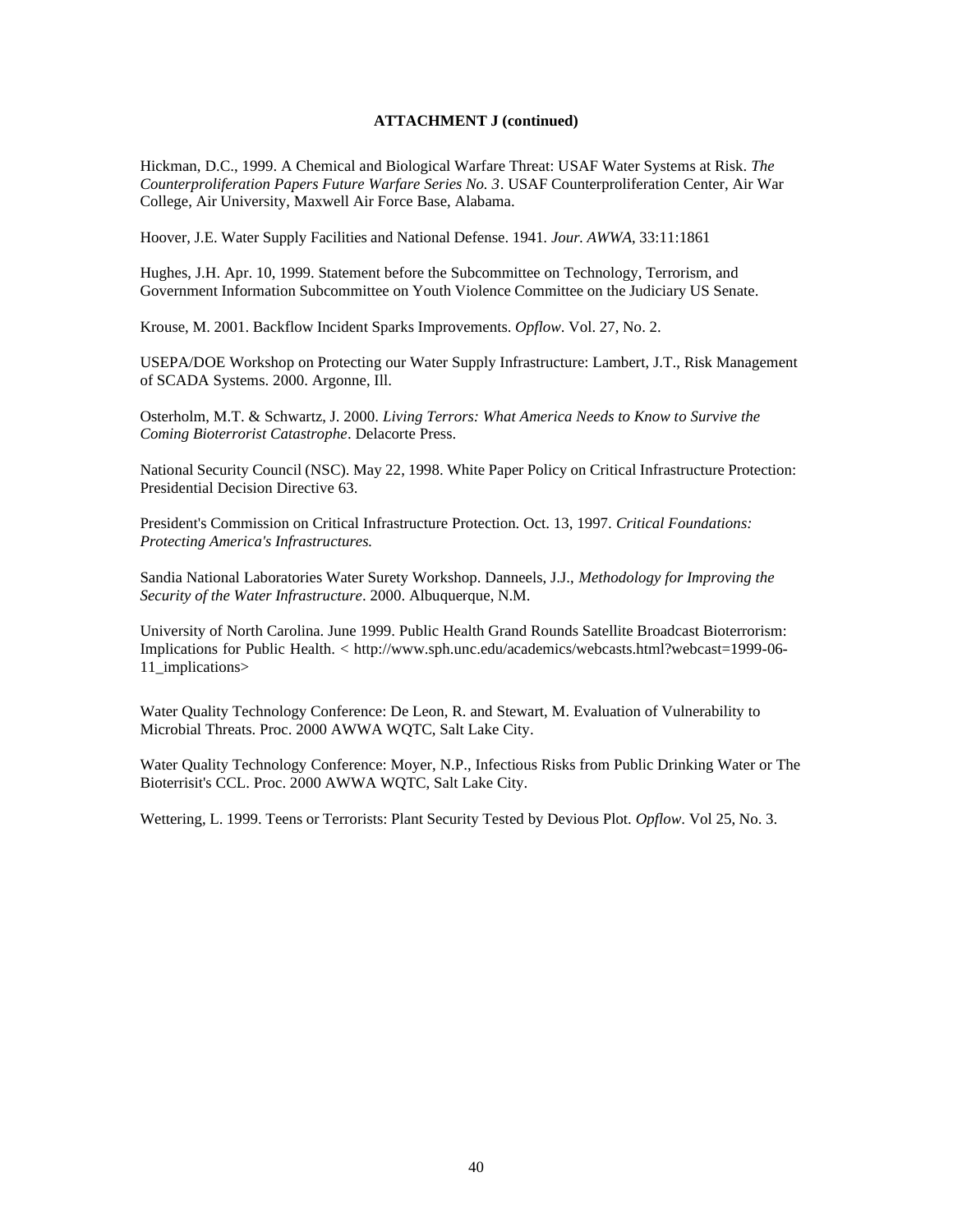**ATTACHMENT J (continued)**

Hickman, D.C., 1999. A Chemical and Biological Warfare Threat: USAF Water Systems at Risk. *The Counterproliferation Papers Future Warfare Series No. 3*. USAF Counterproliferation Center, Air War College, Air University, Maxwell Air Force Base, Alabama.

Hoover, J.E. Water Supply Facilities and National Defense. 1941. *Jour. AWWA*, 33:11:1861

Hughes, J.H. Apr. 10, 1999. Statement before the Subcommittee on Technology, Terrorism, and Government Information Subcommittee on Youth Violence Committee on the Judiciary US Senate.

Krouse, M. 2001. Backflow Incident Sparks Improvements. *Opflow*. Vol. 27, No. 2.

USEPA/DOE Workshop on Protecting our Water Supply Infrastructure: Lambert, J.T., Risk Management of SCADA Systems. 2000. Argonne, Ill.

Osterholm, M.T. & Schwartz, J. 2000. *Living Terrors: What America Needs to Know to Survive the Coming Bioterrorist Catastrophe*. Delacorte Press.

National Security Council (NSC). May 22, 1998. White Paper Policy on Critical Infrastructure Protection: Presidential Decision Directive 63.

President's Commission on Critical Infrastructure Protection. Oct. 13, 1997. *Critical Foundations: Protecting America's Infrastructures.*

Sandia National Laboratories Water Surety Workshop. Danneels, J.J., *Methodology for Improving the Security of the Water Infrastructure*. 2000. Albuquerque, N.M.

University of North Carolina. June 1999. Public Health Grand Rounds Satellite Broadcast Bioterrorism: Implications for Public Health. < http://www.sph.unc.edu/academics/webcasts.html?webcast=1999-06-11_implications>

Water Quality Technology Conference: De Leon, R. and Stewart, M. Evaluation of Vulnerability to Microbial Threats. Proc. 2000 AWWA WQTC, Salt Lake City.

Water Quality Technology Conference: Moyer, N.P., Infectious Risks from Public Drinking Water or The Bioterrisit's CCL. Proc. 2000 AWWA WQTC, Salt Lake City.

Wettering, L. 1999. Teens or Terrorists: Plant Security Tested by Devious Plot. *Opflow*. Vol 25, No. 3.